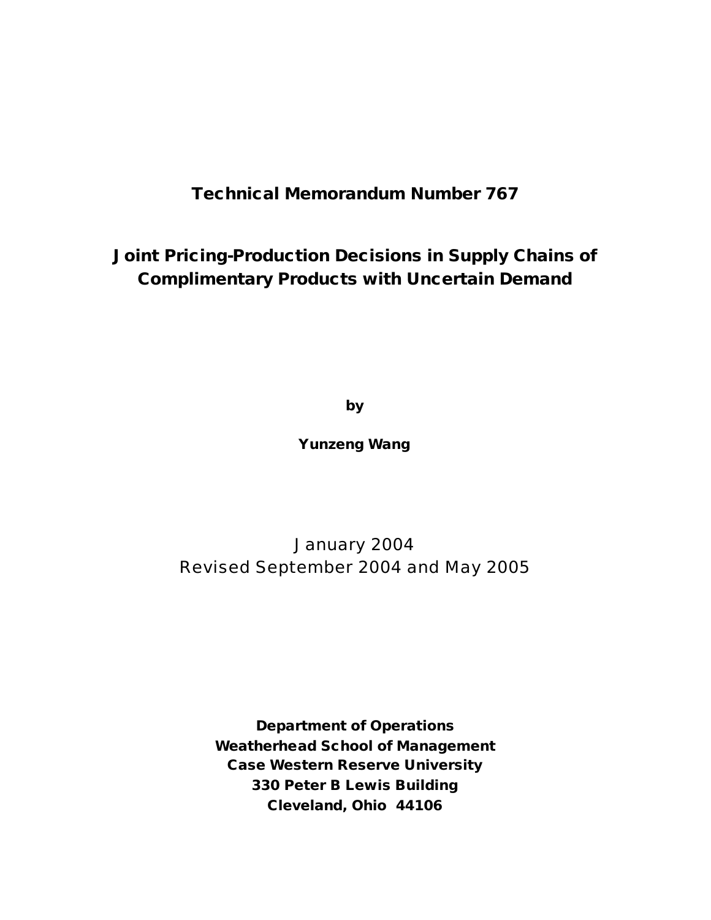**Technical Memorandum Number 767**

# Joint Pricing-Production Decisions in Supply Chains of Complimentary Products with Uncertain Demand

**by**

**Yunzeng Wang**

January 2004
Revised September 2004 and May 2005

**Department of Operations**
**Weatherhead School of Management**
**Case Western Reserve University**
**330 Peter B Lewis Building**
**Cleveland, Ohio 44106**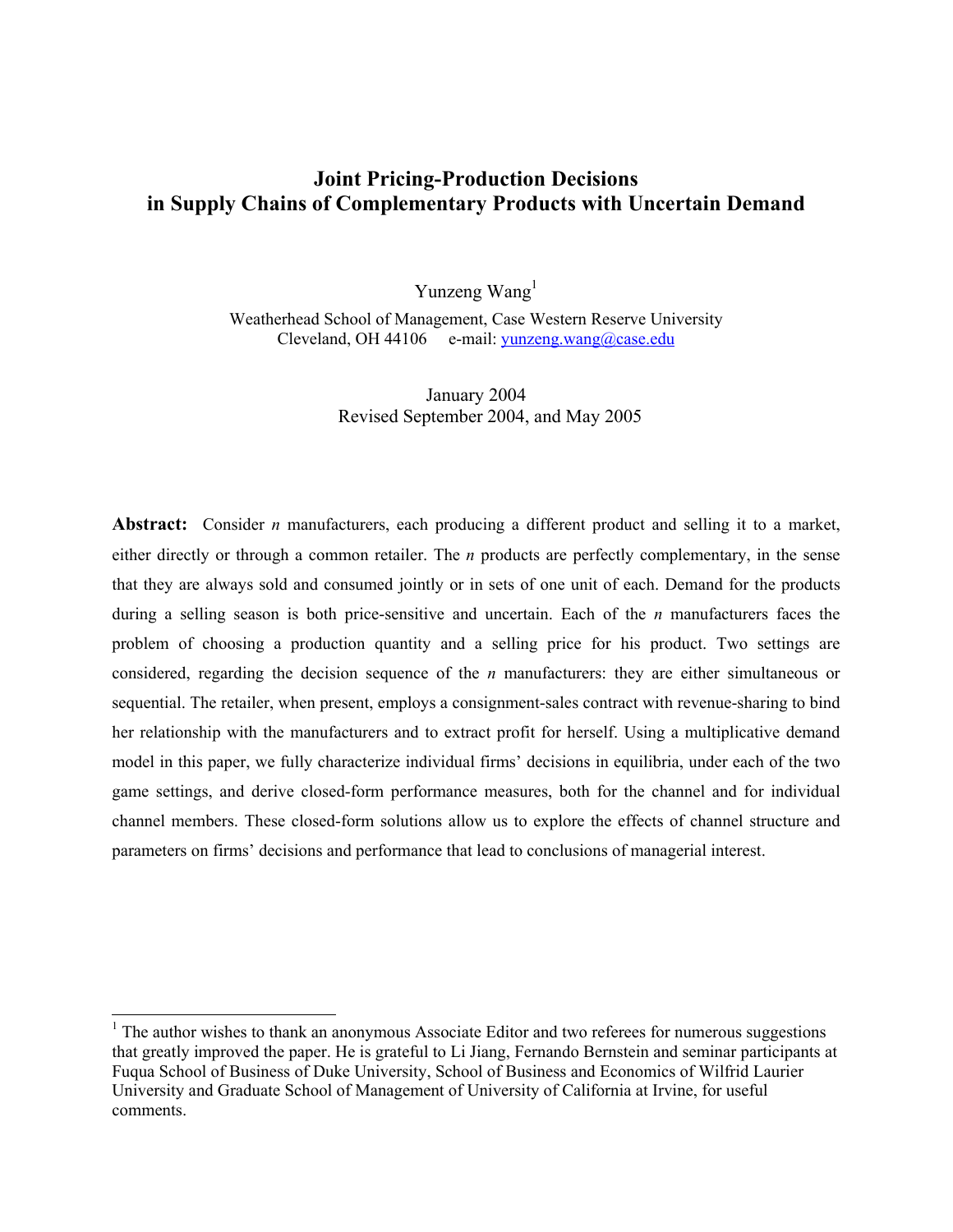# Joint Pricing-Production Decisions in Supply Chains of Complementary Products with Uncertain Demand

Yunzeng Wang[1]

Weatherhead School of Management, Case Western Reserve University
Cleveland, OH 44106 e-mail: yunzeng.wang@case.edu

January 2004
Revised September 2004, and May 2005

**Abstract:** Consider *n* manufacturers, each producing a different product and selling it to a market, either directly or through a common retailer. The *n* products are perfectly complementary, in the sense that they are always sold and consumed jointly or in sets of one unit of each. Demand for the products during a selling season is both price-sensitive and uncertain. Each of the *n* manufacturers faces the problem of choosing a production quantity and a selling price for his product. Two settings are considered, regarding the decision sequence of the *n* manufacturers: they are either simultaneous or sequential. The retailer, when present, employs a consignment-sales contract with revenue-sharing to bind her relationship with the manufacturers and to extract profit for herself. Using a multiplicative demand model in this paper, we fully characterize individual firms' decisions in equilibria, under each of the two game settings, and derive closed-form performance measures, both for the channel and for individual channel members. These closed-form solutions allow us to explore the effects of channel structure and parameters on firms' decisions and performance that lead to conclusions of managerial interest.

[1] The author wishes to thank an anonymous Associate Editor and two referees for numerous suggestions that greatly improved the paper. He is grateful to Li Jiang, Fernando Bernstein and seminar participants at Fuqua School of Business of Duke University, School of Business and Economics of Wilfrid Laurier University and Graduate School of Management of University of California at Irvine, for useful comments.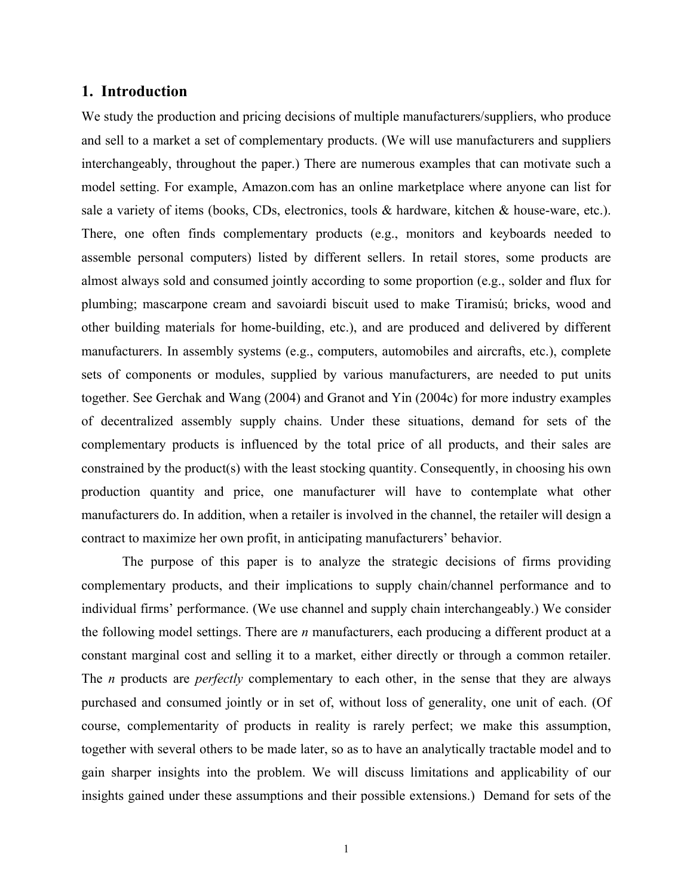## 1. Introduction

We study the production and pricing decisions of multiple manufacturers/suppliers, who produce and sell to a market a set of complementary products. (We will use manufacturers and suppliers interchangeably, throughout the paper.) There are numerous examples that can motivate such a model setting. For example, Amazon.com has an online marketplace where anyone can list for sale a variety of items (books, CDs, electronics, tools & hardware, kitchen & house-ware, etc.). There, one often finds complementary products (e.g., monitors and keyboards needed to assemble personal computers) listed by different sellers. In retail stores, some products are almost always sold and consumed jointly according to some proportion (e.g., solder and flux for plumbing; mascarpone cream and savoiardi biscuit used to make Tiramisú; bricks, wood and other building materials for home-building, etc.), and are produced and delivered by different manufacturers. In assembly systems (e.g., computers, automobiles and aircrafts, etc.), complete sets of components or modules, supplied by various manufacturers, are needed to put units together. See Gerchak and Wang (2004) and Granot and Yin (2004c) for more industry examples of decentralized assembly supply chains. Under these situations, demand for sets of the complementary products is influenced by the total price of all products, and their sales are constrained by the product(s) with the least stocking quantity. Consequently, in choosing his own production quantity and price, one manufacturer will have to contemplate what other manufacturers do. In addition, when a retailer is involved in the channel, the retailer will design a contract to maximize her own profit, in anticipating manufacturers' behavior.

The purpose of this paper is to analyze the strategic decisions of firms providing complementary products, and their implications to supply chain/channel performance and to individual firms' performance. (We use channel and supply chain interchangeably.) We consider the following model settings. There are $n$ manufacturers, each producing a different product at a constant marginal cost and selling it to a market, either directly or through a common retailer. The $n$ products are *perfectly* complementary to each other, in the sense that they are always purchased and consumed jointly or in set of, without loss of generality, one unit of each. (Of course, complementarity of products in reality is rarely perfect; we make this assumption, together with several others to be made later, so as to have an analytically tractable model and to gain sharper insights into the problem. We will discuss limitations and applicability of our insights gained under these assumptions and their possible extensions.) Demand for sets of the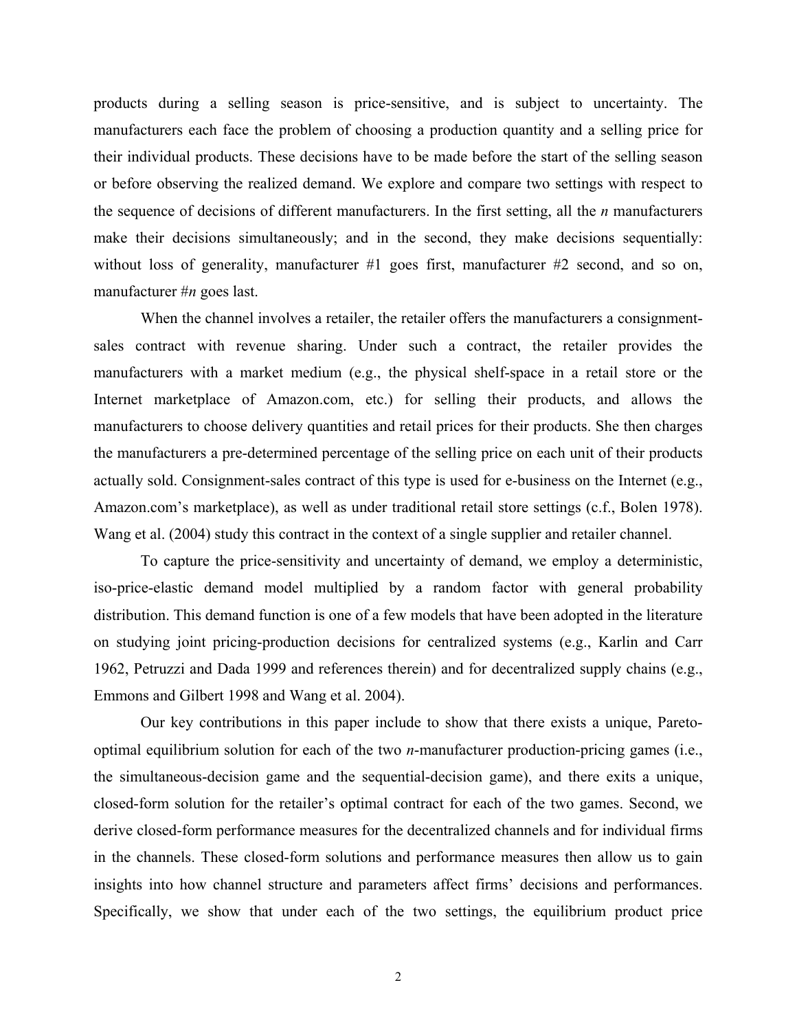products during a selling season is price-sensitive, and is subject to uncertainty. The manufacturers each face the problem of choosing a production quantity and a selling price for their individual products. These decisions have to be made before the start of the selling season or before observing the realized demand. We explore and compare two settings with respect to the sequence of decisions of different manufacturers. In the first setting, all the $n$ manufacturers make their decisions simultaneously; and in the second, they make decisions sequentially: without loss of generality, manufacturer #1 goes first, manufacturer #2 second, and so on, manufacturer #$n$ goes last.

When the channel involves a retailer, the retailer offers the manufacturers a consignment-sales contract with revenue sharing. Under such a contract, the retailer provides the manufacturers with a market medium (e.g., the physical shelf-space in a retail store or the Internet marketplace of Amazon.com, etc.) for selling their products, and allows the manufacturers to choose delivery quantities and retail prices for their products. She then charges the manufacturers a pre-determined percentage of the selling price on each unit of their products actually sold. Consignment-sales contract of this type is used for e-business on the Internet (e.g., Amazon.com's marketplace), as well as under traditional retail store settings (c.f., Bolen 1978). Wang et al. (2004) study this contract in the context of a single supplier and retailer channel.

To capture the price-sensitivity and uncertainty of demand, we employ a deterministic, iso-price-elastic demand model multiplied by a random factor with general probability distribution. This demand function is one of a few models that have been adopted in the literature on studying joint pricing-production decisions for centralized systems (e.g., Karlin and Carr 1962, Petruzzi and Dada 1999 and references therein) and for decentralized supply chains (e.g., Emmons and Gilbert 1998 and Wang et al. 2004).

Our key contributions in this paper include to show that there exists a unique, Pareto-optimal equilibrium solution for each of the two $n$-manufacturer production-pricing games (i.e., the simultaneous-decision game and the sequential-decision game), and there exits a unique, closed-form solution for the retailer's optimal contract for each of the two games. Second, we derive closed-form performance measures for the decentralized channels and for individual firms in the channels. These closed-form solutions and performance measures then allow us to gain insights into how channel structure and parameters affect firms' decisions and performances. Specifically, we show that under each of the two settings, the equilibrium product price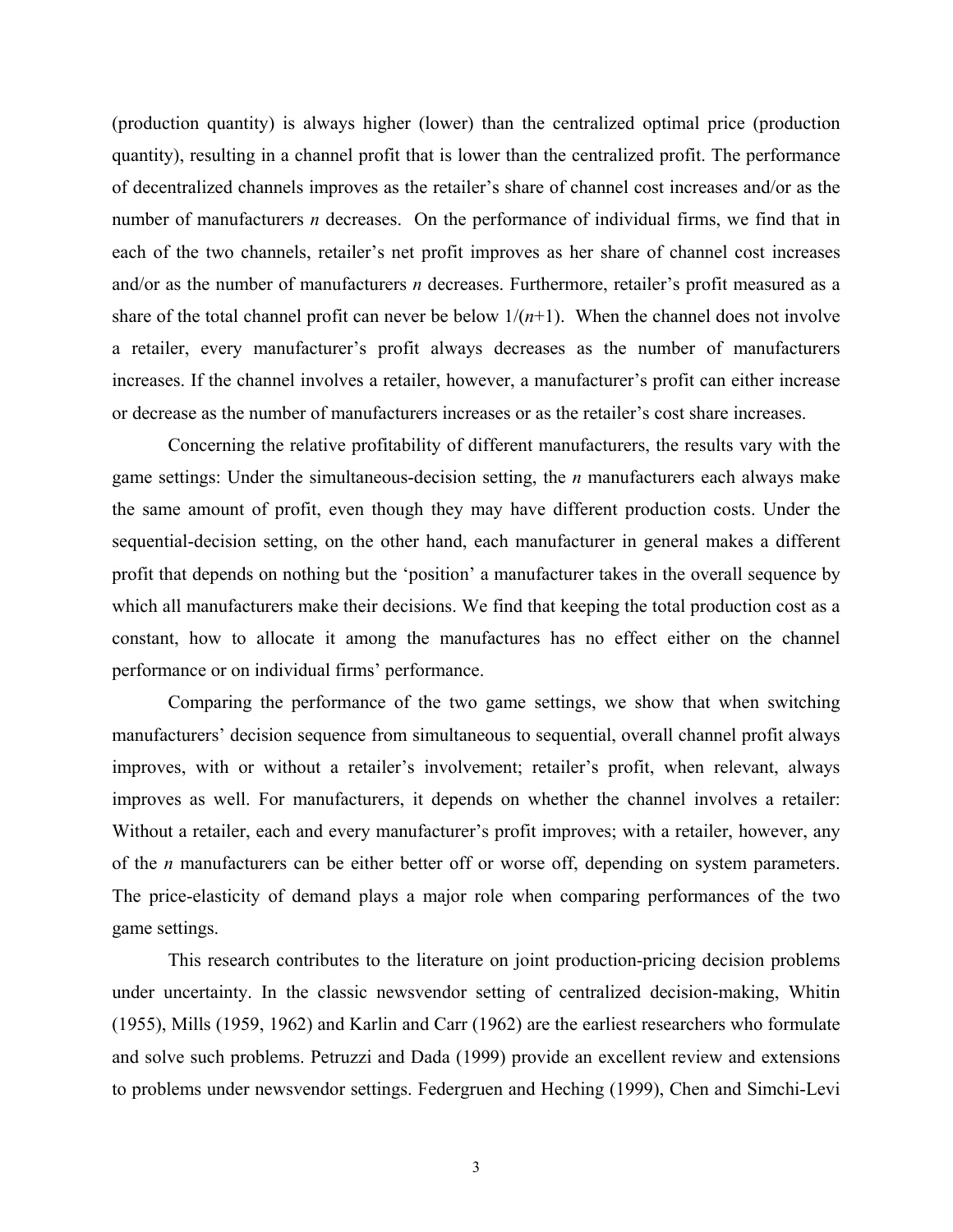(production quantity) is always higher (lower) than the centralized optimal price (production quantity), resulting in a channel profit that is lower than the centralized profit. The performance of decentralized channels improves as the retailer's share of channel cost increases and/or as the number of manufacturers $n$ decreases. On the performance of individual firms, we find that in each of the two channels, retailer's net profit improves as her share of channel cost increases and/or as the number of manufacturers $n$ decreases. Furthermore, retailer's profit measured as a share of the total channel profit can never be below $1/(n+1)$. When the channel does not involve a retailer, every manufacturer's profit always decreases as the number of manufacturers increases. If the channel involves a retailer, however, a manufacturer's profit can either increase or decrease as the number of manufacturers increases or as the retailer's cost share increases.

Concerning the relative profitability of different manufacturers, the results vary with the game settings: Under the simultaneous-decision setting, the $n$ manufacturers each always make the same amount of profit, even though they may have different production costs. Under the sequential-decision setting, on the other hand, each manufacturer in general makes a different profit that depends on nothing but the 'position' a manufacturer takes in the overall sequence by which all manufacturers make their decisions. We find that keeping the total production cost as a constant, how to allocate it among the manufactures has no effect either on the channel performance or on individual firms' performance.

Comparing the performance of the two game settings, we show that when switching manufacturers' decision sequence from simultaneous to sequential, overall channel profit always improves, with or without a retailer's involvement; retailer's profit, when relevant, always improves as well. For manufacturers, it depends on whether the channel involves a retailer: Without a retailer, each and every manufacturer's profit improves; with a retailer, however, any of the $n$ manufacturers can be either better off or worse off, depending on system parameters. The price-elasticity of demand plays a major role when comparing performances of the two game settings.

This research contributes to the literature on joint production-pricing decision problems under uncertainty. In the classic newsvendor setting of centralized decision-making, Whitin (1955), Mills (1959, 1962) and Karlin and Carr (1962) are the earliest researchers who formulate and solve such problems. Petruzzi and Dada (1999) provide an excellent review and extensions to problems under newsvendor settings. Federgruen and Heching (1999), Chen and Simchi-Levi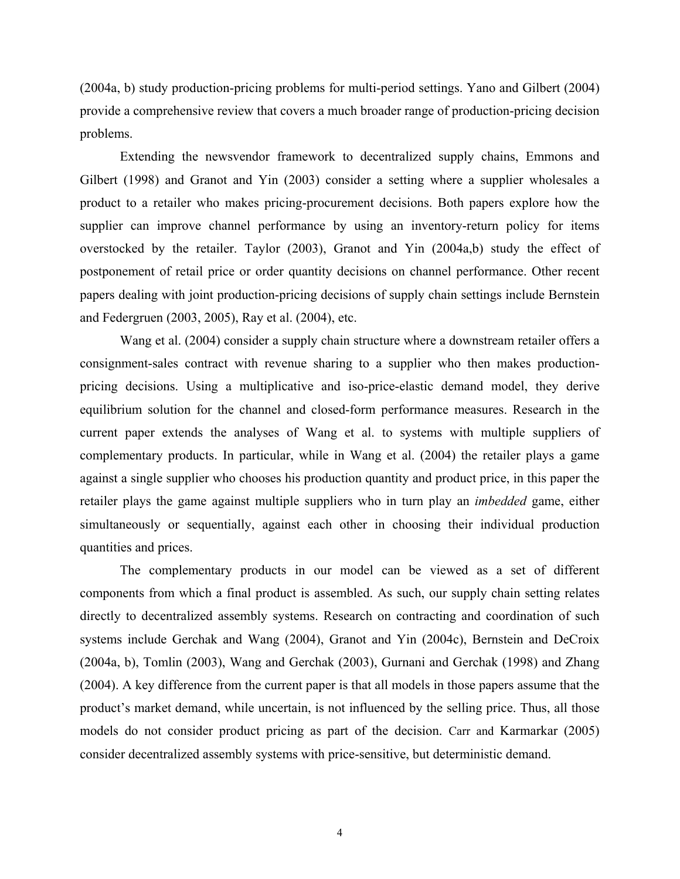(2004a, b) study production-pricing problems for multi-period settings. Yano and Gilbert (2004) provide a comprehensive review that covers a much broader range of production-pricing decision problems.

Extending the newsvendor framework to decentralized supply chains, Emmons and Gilbert (1998) and Granot and Yin (2003) consider a setting where a supplier wholesales a product to a retailer who makes pricing-procurement decisions. Both papers explore how the supplier can improve channel performance by using an inventory-return policy for items overstocked by the retailer. Taylor (2003), Granot and Yin (2004a,b) study the effect of postponement of retail price or order quantity decisions on channel performance. Other recent papers dealing with joint production-pricing decisions of supply chain settings include Bernstein and Federgruen (2003, 2005), Ray et al. (2004), etc.

Wang et al. (2004) consider a supply chain structure where a downstream retailer offers a consignment-sales contract with revenue sharing to a supplier who then makes production-pricing decisions. Using a multiplicative and iso-price-elastic demand model, they derive equilibrium solution for the channel and closed-form performance measures. Research in the current paper extends the analyses of Wang et al. to systems with multiple suppliers of complementary products. In particular, while in Wang et al. (2004) the retailer plays a game against a single supplier who chooses his production quantity and product price, in this paper the retailer plays the game against multiple suppliers who in turn play an *imbedded* game, either simultaneously or sequentially, against each other in choosing their individual production quantities and prices.

The complementary products in our model can be viewed as a set of different components from which a final product is assembled. As such, our supply chain setting relates directly to decentralized assembly systems. Research on contracting and coordination of such systems include Gerchak and Wang (2004), Granot and Yin (2004c), Bernstein and DeCroix (2004a, b), Tomlin (2003), Wang and Gerchak (2003), Gurnani and Gerchak (1998) and Zhang (2004). A key difference from the current paper is that all models in those papers assume that the product's market demand, while uncertain, is not influenced by the selling price. Thus, all those models do not consider product pricing as part of the decision. Carr and Karmarkar (2005) consider decentralized assembly systems with price-sensitive, but deterministic demand.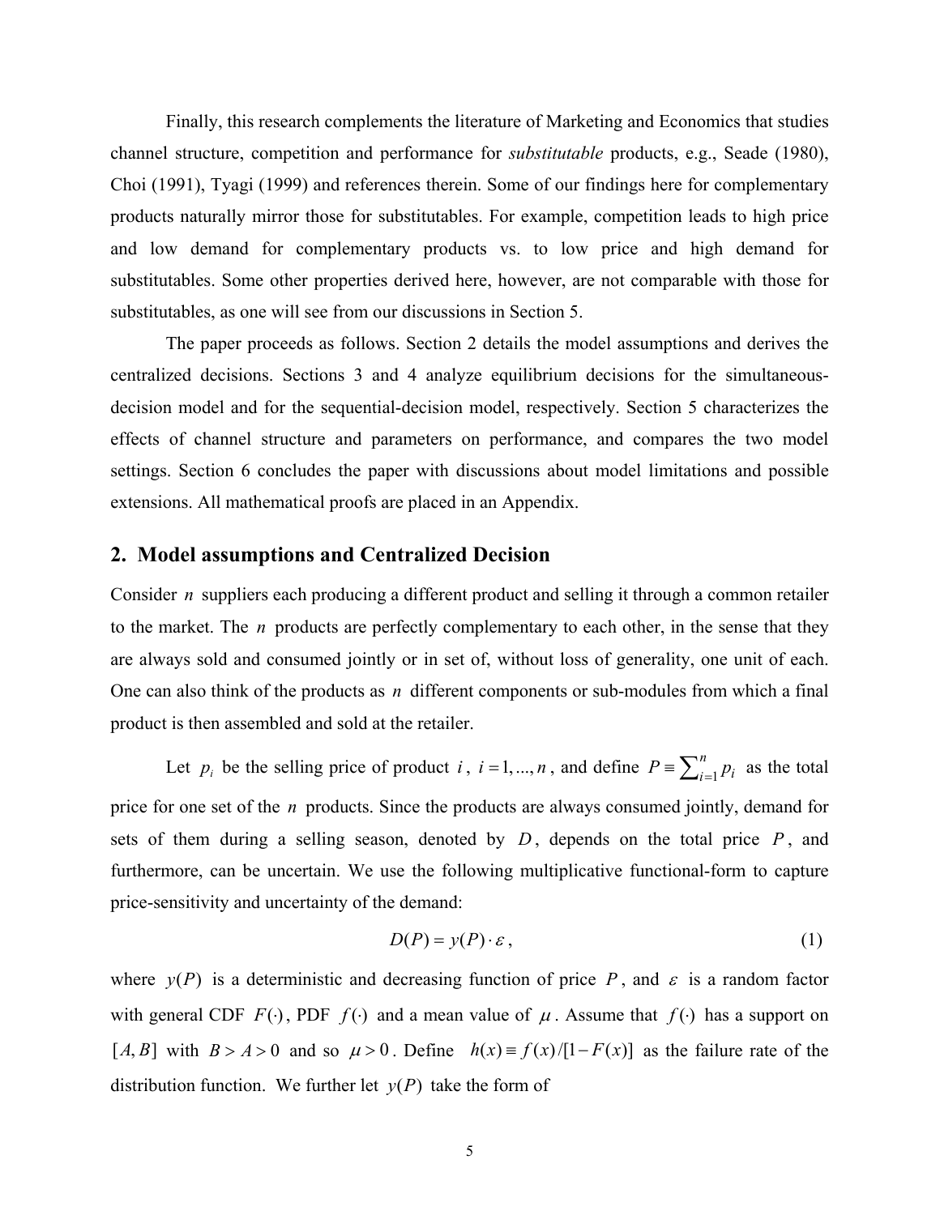Finally, this research complements the literature of Marketing and Economics that studies channel structure, competition and performance for *substitutable* products, e.g., Seade (1980), Choi (1991), Tyagi (1999) and references therein. Some of our findings here for complementary products naturally mirror those for substitutables. For example, competition leads to high price and low demand for complementary products vs. to low price and high demand for substitutables. Some other properties derived here, however, are not comparable with those for substitutables, as one will see from our discussions in Section 5.

The paper proceeds as follows. Section 2 details the model assumptions and derives the centralized decisions. Sections 3 and 4 analyze equilibrium decisions for the simultaneous-decision model and for the sequential-decision model, respectively. Section 5 characterizes the effects of channel structure and parameters on performance, and compares the two model settings. Section 6 concludes the paper with discussions about model limitations and possible extensions. All mathematical proofs are placed in an Appendix.

## 2. Model assumptions and Centralized Decision

Consider $n$ suppliers each producing a different product and selling it through a common retailer to the market. The $n$ products are perfectly complementary to each other, in the sense that they are always sold and consumed jointly or in set of, without loss of generality, one unit of each. One can also think of the products as $n$ different components or sub-modules from which a final product is then assembled and sold at the retailer.

Let $p_i$ be the selling price of product $i$, $i = 1, ..., n$, and define $P \equiv \sum_{i=1}^{n} p_i$ as the total price for one set of the $n$ products. Since the products are always consumed jointly, demand for sets of them during a selling season, denoted by $D$, depends on the total price $P$, and furthermore, can be uncertain. We use the following multiplicative functional-form to capture price-sensitivity and uncertainty of the demand:

$$D(P) = y(P) \cdot \varepsilon, \tag{1}$$

where $y(P)$ is a deterministic and decreasing function of price $P$, and $\varepsilon$ is a random factor with general CDF $F(\cdot)$, PDF $f(\cdot)$ and a mean value of $\mu$. Assume that $f(\cdot)$ has a support on $[A, B]$ with $B > A > 0$ and so $\mu > 0$. Define $h(x) \equiv f(x)/[1 - F(x)]$ as the failure rate of the distribution function. We further let $y(P)$ take the form of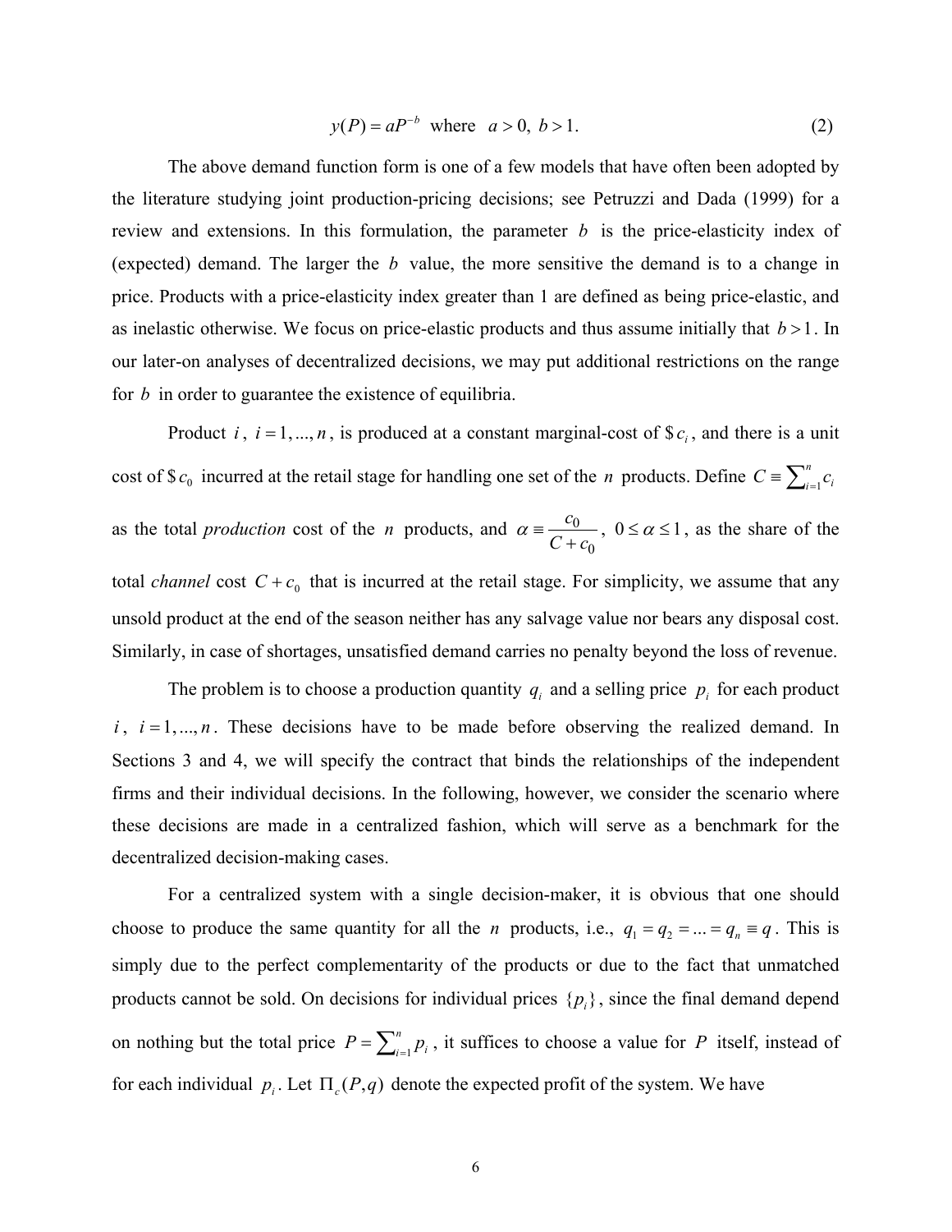$$y(P) = aP^{-b} \text{ where } a > 0,\ b > 1. \tag{2}$$

The above demand function form is one of a few models that have often been adopted by the literature studying joint production-pricing decisions; see Petruzzi and Dada (1999) for a review and extensions. In this formulation, the parameter $b$ is the price-elasticity index of (expected) demand. The larger the $b$ value, the more sensitive the demand is to a change in price. Products with a price-elasticity index greater than 1 are defined as being price-elastic, and as inelastic otherwise. We focus on price-elastic products and thus assume initially that $b > 1$. In our later-on analyses of decentralized decisions, we may put additional restrictions on the range for $b$ in order to guarantee the existence of equilibria.

Product $i$, $i = 1,...,n$, is produced at a constant marginal-cost of $\$c_i$, and there is a unit cost of $\$c_0$ incurred at the retail stage for handling one set of the $n$ products. Define $C \equiv \sum_{i=1}^{n} c_i$ as the total *production* cost of the $n$ products, and $\alpha \equiv \dfrac{c_0}{C + c_0}$, $0 \le \alpha \le 1$, as the share of the total *channel* cost $C + c_0$ that is incurred at the retail stage. For simplicity, we assume that any unsold product at the end of the season neither has any salvage value nor bears any disposal cost. Similarly, in case of shortages, unsatisfied demand carries no penalty beyond the loss of revenue.

The problem is to choose a production quantity $q_i$ and a selling price $p_i$ for each product $i$, $i = 1,...,n$. These decisions have to be made before observing the realized demand. In Sections 3 and 4, we will specify the contract that binds the relationships of the independent firms and their individual decisions. In the following, however, we consider the scenario where these decisions are made in a centralized fashion, which will serve as a benchmark for the decentralized decision-making cases.

For a centralized system with a single decision-maker, it is obvious that one should choose to produce the same quantity for all the $n$ products, i.e., $q_1 = q_2 = ... = q_n \equiv q$. This is simply due to the perfect complementarity of the products or due to the fact that unmatched products cannot be sold. On decisions for individual prices $\{p_i\}$, since the final demand depend on nothing but the total price $P = \sum_{i=1}^{n} p_i$, it suffices to choose a value for $P$ itself, instead of for each individual $p_i$. Let $\Pi_c(P, q)$ denote the expected profit of the system. We have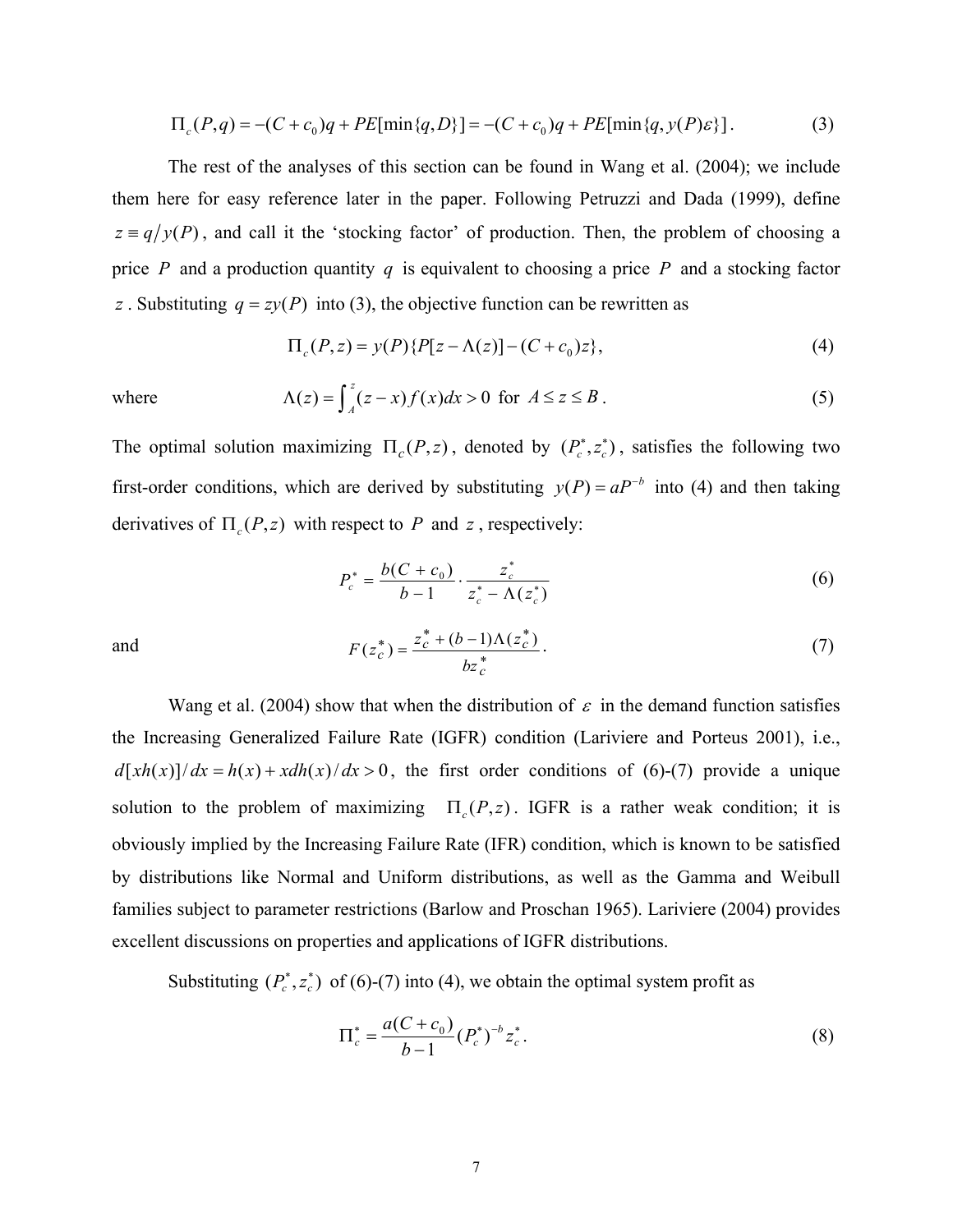$$\Pi_c(P,q) = -(C+c_0)q + PE[\min\{q,D\}] = -(C+c_0)q + PE[\min\{q, y(P)\varepsilon\}]. \tag{3}$$

The rest of the analyses of this section can be found in Wang et al. (2004); we include them here for easy reference later in the paper. Following Petruzzi and Dada (1999), define $z \equiv q/y(P)$, and call it the 'stocking factor' of production. Then, the problem of choosing a price $P$ and a production quantity $q$ is equivalent to choosing a price $P$ and a stocking factor $z$. Substituting $q = zy(P)$ into (3), the objective function can be rewritten as

$$\Pi_c(P,z) = y(P)\{P[z - \Lambda(z)] - (C+c_0)z\}, \tag{4}$$

where
$$\Lambda(z) = \int_A^z (z-x)f(x)dx > 0 \text{ for } A \le z \le B. \tag{5}$$

The optimal solution maximizing $\Pi_c(P,z)$, denoted by $(P_c^*, z_c^*)$, satisfies the following two first-order conditions, which are derived by substituting $y(P) = aP^{-b}$ into (4) and then taking derivatives of $\Pi_c(P,z)$ with respect to $P$ and $z$, respectively:

$$P_c^* = \frac{b(C+c_0)}{b-1} \cdot \frac{z_c^*}{z_c^* - \Lambda(z_c^*)} \tag{6}$$

and
$$F(z_c^*) = \frac{z_c^* + (b-1)\Lambda(z_c^*)}{bz_c^*}. \tag{7}$$

Wang et al. (2004) show that when the distribution of $\varepsilon$ in the demand function satisfies the Increasing Generalized Failure Rate (IGFR) condition (Lariviere and Porteus 2001), i.e., $d[xh(x)]/dx = h(x) + xdh(x)/dx > 0$, the first order conditions of (6)-(7) provide a unique solution to the problem of maximizing $\Pi_c(P,z)$. IGFR is a rather weak condition; it is obviously implied by the Increasing Failure Rate (IFR) condition, which is known to be satisfied by distributions like Normal and Uniform distributions, as well as the Gamma and Weibull families subject to parameter restrictions (Barlow and Proschan 1965). Lariviere (2004) provides excellent discussions on properties and applications of IGFR distributions.

Substituting $(P_c^*, z_c^*)$ of (6)-(7) into (4), we obtain the optimal system profit as

$$\Pi_c^* = \frac{a(C+c_0)}{b-1}(P_c^*)^{-b} z_c^*. \tag{8}$$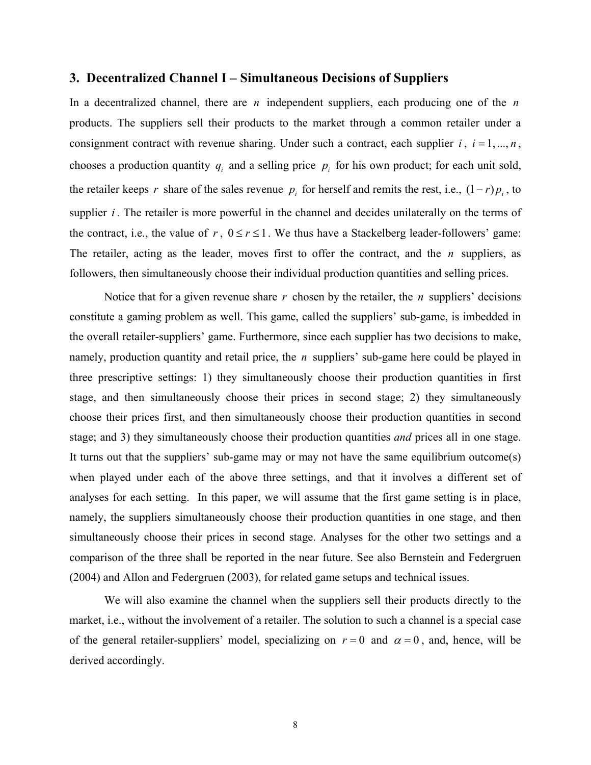## 3. Decentralized Channel I – Simultaneous Decisions of Suppliers

In a decentralized channel, there are $n$ independent suppliers, each producing one of the $n$ products. The suppliers sell their products to the market through a common retailer under a consignment contract with revenue sharing. Under such a contract, each supplier $i$, $i = 1, ..., n$, chooses a production quantity $q_i$ and a selling price $p_i$ for his own product; for each unit sold, the retailer keeps $r$ share of the sales revenue $p_i$ for herself and remits the rest, i.e., $(1-r)p_i$, to supplier $i$. The retailer is more powerful in the channel and decides unilaterally on the terms of the contract, i.e., the value of $r$, $0 \le r \le 1$. We thus have a Stackelberg leader-followers' game: The retailer, acting as the leader, moves first to offer the contract, and the $n$ suppliers, as followers, then simultaneously choose their individual production quantities and selling prices.

Notice that for a given revenue share $r$ chosen by the retailer, the $n$ suppliers' decisions constitute a gaming problem as well. This game, called the suppliers' sub-game, is imbedded in the overall retailer-suppliers' game. Furthermore, since each supplier has two decisions to make, namely, production quantity and retail price, the $n$ suppliers' sub-game here could be played in three prescriptive settings: 1) they simultaneously choose their production quantities in first stage, and then simultaneously choose their prices in second stage; 2) they simultaneously choose their prices first, and then simultaneously choose their production quantities in second stage; and 3) they simultaneously choose their production quantities *and* prices all in one stage. It turns out that the suppliers' sub-game may or may not have the same equilibrium outcome(s) when played under each of the above three settings, and that it involves a different set of analyses for each setting. In this paper, we will assume that the first game setting is in place, namely, the suppliers simultaneously choose their production quantities in one stage, and then simultaneously choose their prices in second stage. Analyses for the other two settings and a comparison of the three shall be reported in the near future. See also Bernstein and Federgruen (2004) and Allon and Federgruen (2003), for related game setups and technical issues.

We will also examine the channel when the suppliers sell their products directly to the market, i.e., without the involvement of a retailer. The solution to such a channel is a special case of the general retailer-suppliers' model, specializing on $r = 0$ and $\alpha = 0$, and, hence, will be derived accordingly.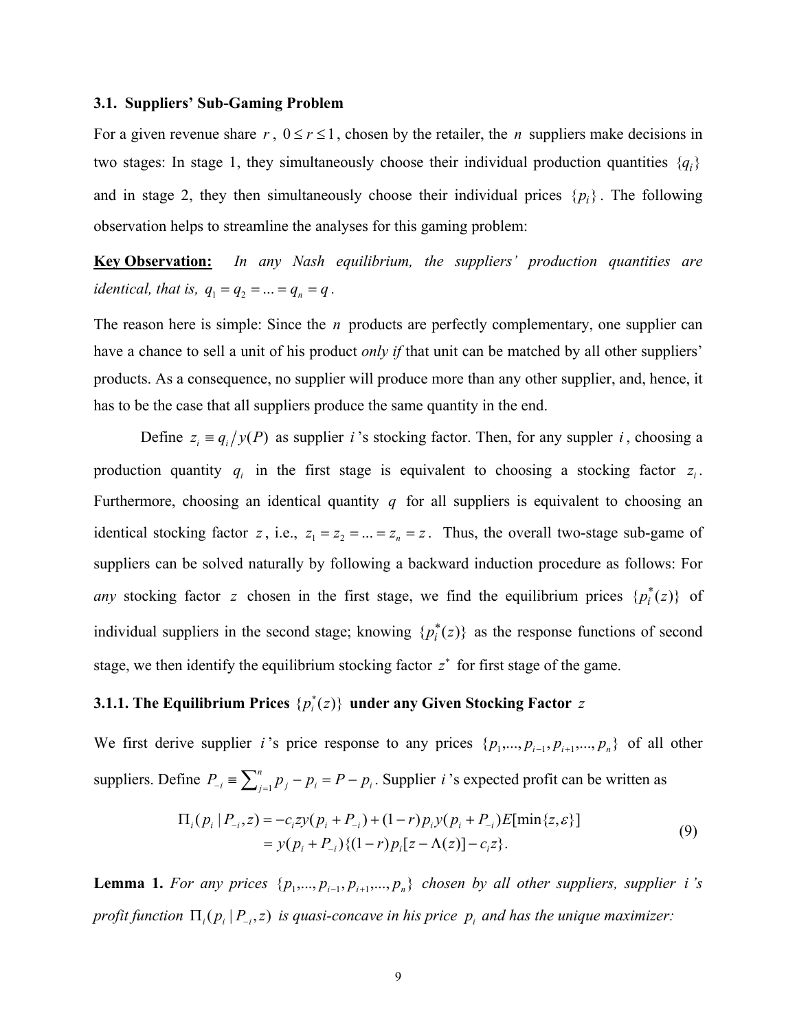### 3.1. Suppliers' Sub-Gaming Problem

For a given revenue share $r$, $0 \le r \le 1$, chosen by the retailer, the $n$ suppliers make decisions in two stages: In stage 1, they simultaneously choose their individual production quantities $\{q_i\}$ and in stage 2, they then simultaneously choose their individual prices $\{p_i\}$. The following observation helps to streamline the analyses for this gaming problem:

**<u>Key Observation:</u>** *In any Nash equilibrium, the suppliers' production quantities are identical, that is,* $q_1 = q_2 = ... = q_n = q$.

The reason here is simple: Since the $n$ products are perfectly complementary, one supplier can have a chance to sell a unit of his product *only if* that unit can be matched by all other suppliers' products. As a consequence, no supplier will produce more than any other supplier, and, hence, it has to be the case that all suppliers produce the same quantity in the end.

Define $z_i \equiv q_i / y(P)$ as supplier $i$'s stocking factor. Then, for any suppler $i$, choosing a production quantity $q_i$ in the first stage is equivalent to choosing a stocking factor $z_i$. Furthermore, choosing an identical quantity $q$ for all suppliers is equivalent to choosing an identical stocking factor $z$, i.e., $z_1 = z_2 = ... = z_n = z$. Thus, the overall two-stage sub-game of suppliers can be solved naturally by following a backward induction procedure as follows: For *any* stocking factor $z$ chosen in the first stage, we find the equilibrium prices $\{p_i^*(z)\}$ of individual suppliers in the second stage; knowing $\{p_i^*(z)\}$ as the response functions of second stage, we then identify the equilibrium stocking factor $z^*$ for first stage of the game.

### 3.1.1. The Equilibrium Prices $\{p_i^*(z)\}$ under any Given Stocking Factor $z$

We first derive supplier $i$'s price response to any prices $\{p_1, ..., p_{i-1}, p_{i+1}, ..., p_n\}$ of all other suppliers. Define $P_{-i} \equiv \sum_{j=1}^{n} p_j - p_i = P - p_i$. Supplier $i$'s expected profit can be written as

$$
\begin{aligned}
\Pi_i(p_i \mid P_{-i}, z) &= -c_i z y(p_i + P_{-i}) + (1-r) p_i y(p_i + P_{-i}) E[\min\{z, \varepsilon\}] \\
&= y(p_i + P_{-i})\{(1-r)p_i[z - \Lambda(z)] - c_i z\}.
\end{aligned}
\tag{9}
$$

**Lemma 1.** *For any prices $\{p_1, ..., p_{i-1}, p_{i+1}, ..., p_n\}$ chosen by all other suppliers, supplier $i$'s profit function $\Pi_i(p_i \mid P_{-i}, z)$ is quasi-concave in his price $p_i$ and has the unique maximizer:*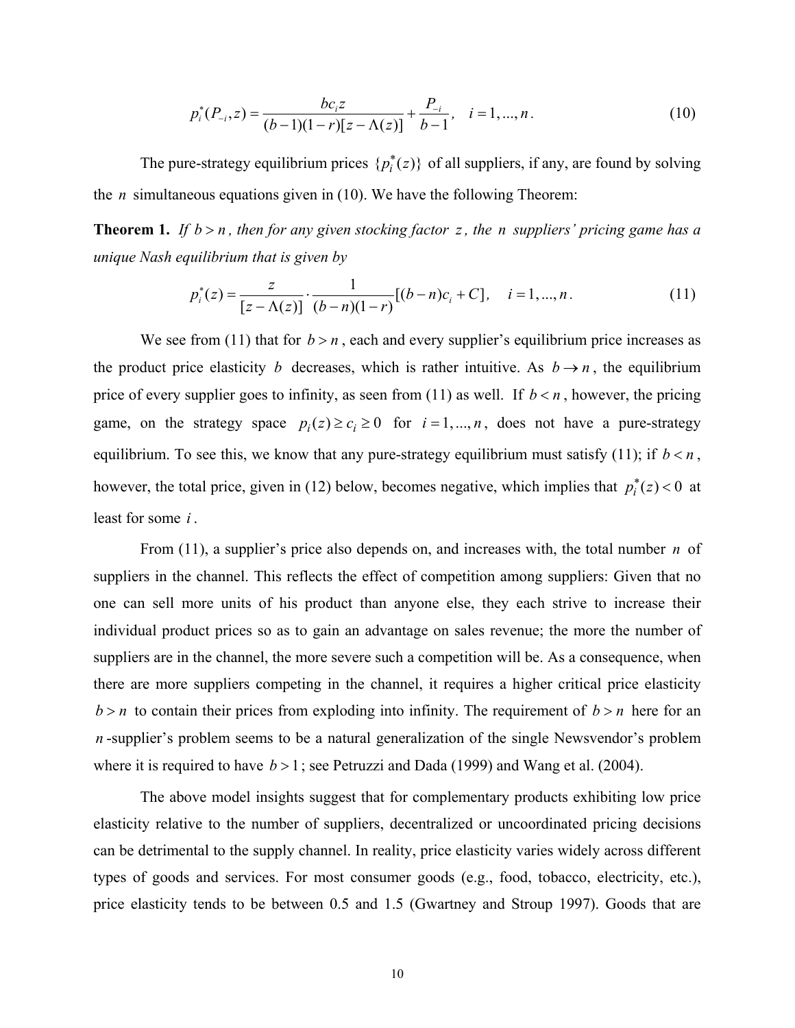$$p_i^*(P_{-i}, z) = \frac{bc_i z}{(b-1)(1-r)[z - \Lambda(z)]} + \frac{P_{-i}}{b-1}, \quad i = 1, ..., n. \tag{10}$$

The pure-strategy equilibrium prices $\{p_i^*(z)\}$ of all suppliers, if any, are found by solving the $n$ simultaneous equations given in (10). We have the following Theorem:

**Theorem 1.** *If $b > n$, then for any given stocking factor $z$, the $n$ suppliers' pricing game has a unique Nash equilibrium that is given by*

$$p_i^*(z) = \frac{z}{[z - \Lambda(z)]} \cdot \frac{1}{(b-n)(1-r)}[(b-n)c_i + C], \quad i = 1, ..., n. \tag{11}$$

We see from (11) that for $b > n$, each and every supplier's equilibrium price increases as the product price elasticity $b$ decreases, which is rather intuitive. As $b \to n$, the equilibrium price of every supplier goes to infinity, as seen from (11) as well. If $b < n$, however, the pricing game, on the strategy space $p_i(z) \geq c_i \geq 0$ for $i = 1, ..., n$, does not have a pure-strategy equilibrium. To see this, we know that any pure-strategy equilibrium must satisfy (11); if $b < n$, however, the total price, given in (12) below, becomes negative, which implies that $p_i^*(z) < 0$ at least for some $i$.

From (11), a supplier's price also depends on, and increases with, the total number $n$ of suppliers in the channel. This reflects the effect of competition among suppliers: Given that no one can sell more units of his product than anyone else, they each strive to increase their individual product prices so as to gain an advantage on sales revenue; the more the number of suppliers are in the channel, the more severe such a competition will be. As a consequence, when there are more suppliers competing in the channel, it requires a higher critical price elasticity $b > n$ to contain their prices from exploding into infinity. The requirement of $b > n$ here for an $n$-supplier's problem seems to be a natural generalization of the single Newsvendor's problem where it is required to have $b > 1$; see Petruzzi and Dada (1999) and Wang et al. (2004).

The above model insights suggest that for complementary products exhibiting low price elasticity relative to the number of suppliers, decentralized or uncoordinated pricing decisions can be detrimental to the supply channel. In reality, price elasticity varies widely across different types of goods and services. For most consumer goods (e.g., food, tobacco, electricity, etc.), price elasticity tends to be between 0.5 and 1.5 (Gwartney and Stroup 1997). Goods that are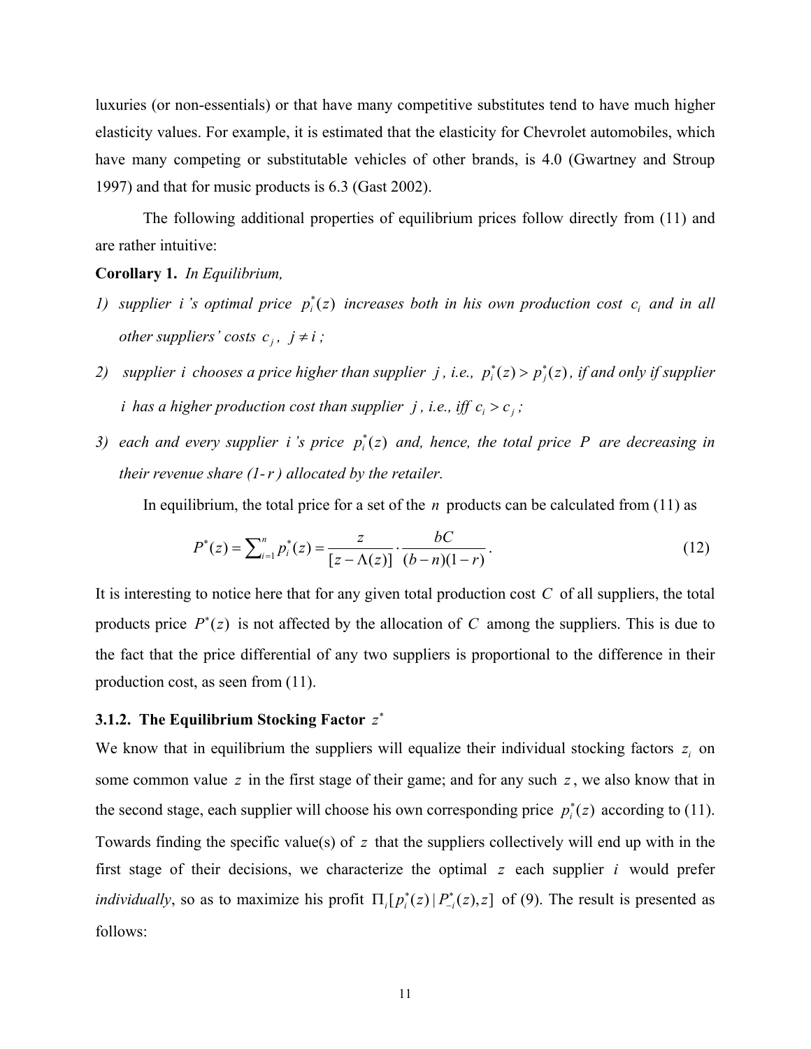luxuries (or non-essentials) or that have many competitive substitutes tend to have much higher elasticity values. For example, it is estimated that the elasticity for Chevrolet automobiles, which have many competing or substitutable vehicles of other brands, is 4.0 (Gwartney and Stroup 1997) and that for music products is 6.3 (Gast 2002).

The following additional properties of equilibrium prices follow directly from (11) and are rather intuitive:

**Corollary 1.** *In Equilibrium,*

1) *supplier $i$ 's optimal price $p_i^*(z)$ increases both in his own production cost $c_i$ and in all other suppliers' costs $c_j$, $j \neq i$;*
2) *supplier $i$ chooses a price higher than supplier $j$, i.e., $p_i^*(z) > p_j^*(z)$, if and only if supplier $i$ has a higher production cost than supplier $j$, i.e., iff $c_i > c_j$;*
3) *each and every supplier $i$ 's price $p_i^*(z)$ and, hence, the total price $P$ are decreasing in their revenue share (1-$r$) allocated by the retailer.*

In equilibrium, the total price for a set of the $n$ products can be calculated from (11) as

$$P^*(z) = \sum_{i=1}^{n} p_i^*(z) = \frac{z}{[z - \Lambda(z)]} \cdot \frac{bC}{(b-n)(1-r)}. \tag{12}$$

It is interesting to notice here that for any given total production cost $C$ of all suppliers, the total products price $P^*(z)$ is not affected by the allocation of $C$ among the suppliers. This is due to the fact that the price differential of any two suppliers is proportional to the difference in their production cost, as seen from (11).

### 3.1.2. The Equilibrium Stocking Factor $z^*$

We know that in equilibrium the suppliers will equalize their individual stocking factors $z_i$ on some common value $z$ in the first stage of their game; and for any such $z$, we also know that in the second stage, each supplier will choose his own corresponding price $p_i^*(z)$ according to (11). Towards finding the specific value(s) of $z$ that the suppliers collectively will end up with in the first stage of their decisions, we characterize the optimal $z$ each supplier $i$ would prefer *individually*, so as to maximize his profit $\Pi_i[p_i^*(z) \mid P_{-i}^*(z), z]$ of (9). The result is presented as follows: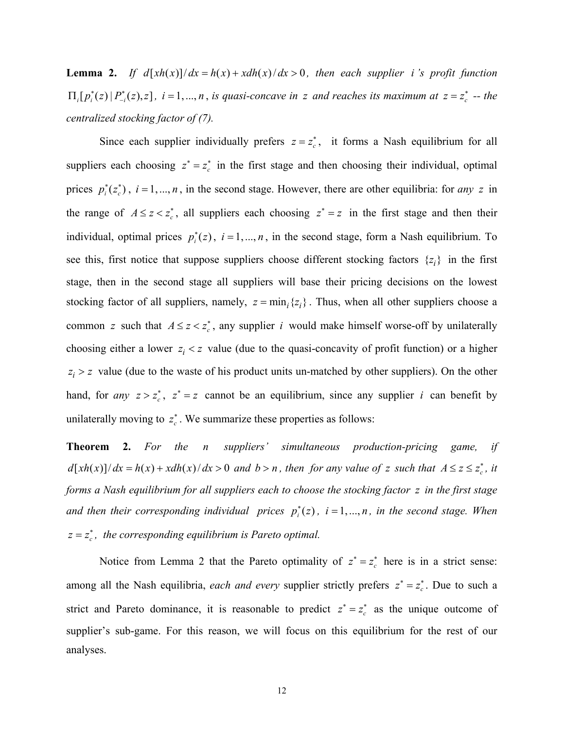**Lemma 2.** *If* $d[xh(x)]/dx = h(x) + xdh(x)/dx > 0$*, then each supplier* $i$*'s profit function* $\Pi_i[p_i^*(z) \mid P_{-i}^*(z), z]$*,* $i = 1, ..., n$*, is quasi-concave in* $z$ *and reaches its maximum at* $z = z_c^*$ *-- the centralized stocking factor of (7).*

Since each supplier individually prefers $z = z_c^*$, it forms a Nash equilibrium for all suppliers each choosing $z^* = z_c^*$ in the first stage and then choosing their individual, optimal prices $p_i^*(z_c^*)$, $i = 1, ..., n$, in the second stage. However, there are other equilibria: for *any* $z$ in the range of $A \le z < z_c^*$, all suppliers each choosing $z^* = z$ in the first stage and then their individual, optimal prices $p_i^*(z)$, $i = 1, ..., n$, in the second stage, form a Nash equilibrium. To see this, first notice that suppose suppliers choose different stocking factors $\{z_i\}$ in the first stage, then in the second stage all suppliers will base their pricing decisions on the lowest stocking factor of all suppliers, namely, $z = \min_i\{z_i\}$. Thus, when all other suppliers choose a common $z$ such that $A \le z < z_c^*$, any supplier $i$ would make himself worse-off by unilaterally choosing either a lower $z_i < z$ value (due to the quasi-concavity of profit function) or a higher $z_i > z$ value (due to the waste of his product units un-matched by other suppliers). On the other hand, for *any* $z > z_c^*$, $z^* = z$ cannot be an equilibrium, since any supplier $i$ can benefit by unilaterally moving to $z_c^*$. We summarize these properties as follows:

**Theorem 2.** *For the* $n$ *suppliers' simultaneous production-pricing game, if* $d[xh(x)]/dx = h(x) + xdh(x)/dx > 0$ *and* $b > n$*, then for any value of* $z$ *such that* $A \le z \le z_c^*$*, it forms a Nash equilibrium for all suppliers each to choose the stocking factor* $z$ *in the first stage and then their corresponding individual prices* $p_i^*(z)$*,* $i = 1, ..., n$*, in the second stage. When* $z = z_c^*$*, the corresponding equilibrium is Pareto optimal.*

Notice from Lemma 2 that the Pareto optimality of $z^* = z_c^*$ here is in a strict sense: among all the Nash equilibria, *each and every* supplier strictly prefers $z^* = z_c^*$. Due to such a strict and Pareto dominance, it is reasonable to predict $z^* = z_c^*$ as the unique outcome of supplier's sub-game. For this reason, we will focus on this equilibrium for the rest of our analyses.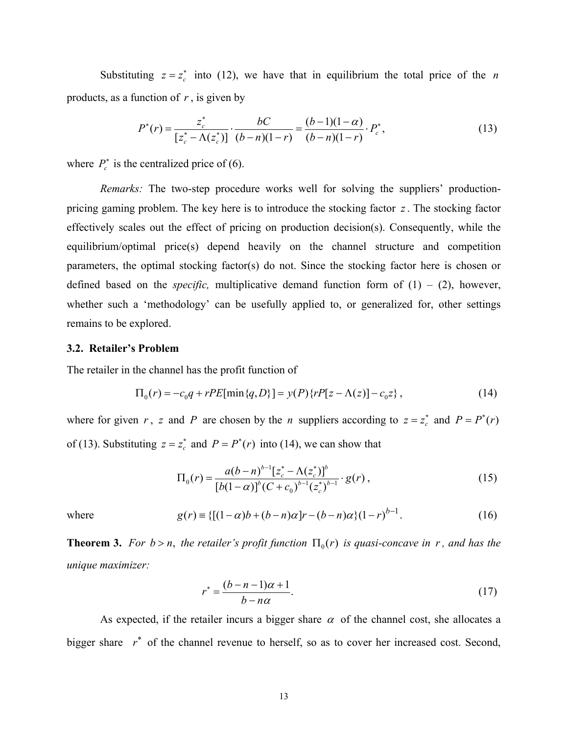Substituting $z = z_c^*$ into (12), we have that in equilibrium the total price of the $n$ products, as a function of $r$, is given by

$$P^*(r) = \frac{z_c^*}{[z_c^* - \Lambda(z_c^*)]} \cdot \frac{bC}{(b-n)(1-r)} = \frac{(b-1)(1-\alpha)}{(b-n)(1-r)} \cdot P_c^*, \tag{13}$$

where $P_c^*$ is the centralized price of (6).

*Remarks:* The two-step procedure works well for solving the suppliers' production-pricing gaming problem. The key here is to introduce the stocking factor $z$. The stocking factor effectively scales out the effect of pricing on production decision(s). Consequently, while the equilibrium/optimal price(s) depend heavily on the channel structure and competition parameters, the optimal stocking factor(s) do not. Since the stocking factor here is chosen or defined based on the *specific,* multiplicative demand function form of (1) – (2), however, whether such a 'methodology' can be usefully applied to, or generalized for, other settings remains to be explored.

### 3.2. Retailer's Problem

The retailer in the channel has the profit function of

$$\Pi_0(r) = -c_0 q + rPE[\min\{q, D\}] = y(P)\{rP[z - \Lambda(z)] - c_0 z\}, \tag{14}$$

where for given $r$, $z$ and $P$ are chosen by the $n$ suppliers according to $z = z_c^*$ and $P = P^*(r)$ of (13). Substituting $z = z_c^*$ and $P = P^*(r)$ into (14), we can show that

$$\Pi_0(r) = \frac{a(b-n)^{b-1}[z_c^* - \Lambda(z_c^*)]^b}{[b(1-\alpha)]^b (C+c_0)^{b-1} (z_c^*)^{b-1}} \cdot g(r), \tag{15}$$

where $$g(r) \equiv \{[(1-\alpha)b + (b-n)\alpha]r - (b-n)\alpha\}(1-r)^{b-1}. \tag{16}$$

**Theorem 3.** *For $b > n$, the retailer's profit function $\Pi_0(r)$ is quasi-concave in $r$, and has the unique maximizer:*

$$r^* = \frac{(b-n-1)\alpha + 1}{b - n\alpha}. \tag{17}$$

As expected, if the retailer incurs a bigger share $\alpha$ of the channel cost, she allocates a bigger share $r^*$ of the channel revenue to herself, so as to cover her increased cost. Second,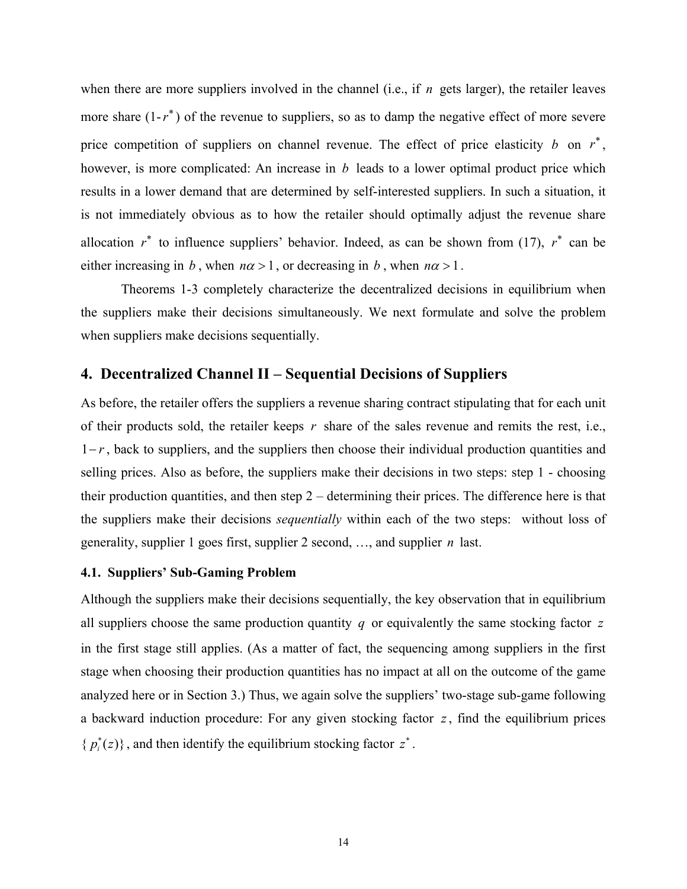when there are more suppliers involved in the channel (i.e., if $n$ gets larger), the retailer leaves more share (1-$r^*$) of the revenue to suppliers, so as to damp the negative effect of more severe price competition of suppliers on channel revenue. The effect of price elasticity $b$ on $r^*$, however, is more complicated: An increase in $b$ leads to a lower optimal product price which results in a lower demand that are determined by self-interested suppliers. In such a situation, it is not immediately obvious as to how the retailer should optimally adjust the revenue share allocation $r^*$ to influence suppliers' behavior. Indeed, as can be shown from (17), $r^*$ can be either increasing in $b$, when $n\alpha > 1$, or decreasing in $b$, when $n\alpha > 1$.

Theorems 1-3 completely characterize the decentralized decisions in equilibrium when the suppliers make their decisions simultaneously. We next formulate and solve the problem when suppliers make decisions sequentially.

## 4. Decentralized Channel II – Sequential Decisions of Suppliers

As before, the retailer offers the suppliers a revenue sharing contract stipulating that for each unit of their products sold, the retailer keeps $r$ share of the sales revenue and remits the rest, i.e., $1-r$, back to suppliers, and the suppliers then choose their individual production quantities and selling prices. Also as before, the suppliers make their decisions in two steps: step 1 - choosing their production quantities, and then step 2 – determining their prices. The difference here is that the suppliers make their decisions *sequentially* within each of the two steps: without loss of generality, supplier 1 goes first, supplier 2 second, …, and supplier $n$ last.

### 4.1. Suppliers' Sub-Gaming Problem

Although the suppliers make their decisions sequentially, the key observation that in equilibrium all suppliers choose the same production quantity $q$ or equivalently the same stocking factor $z$ in the first stage still applies. (As a matter of fact, the sequencing among suppliers in the first stage when choosing their production quantities has no impact at all on the outcome of the game analyzed here or in Section 3.) Thus, we again solve the suppliers' two-stage sub-game following a backward induction procedure: For any given stocking factor $z$, find the equilibrium prices $\{p_i^*(z)\}$, and then identify the equilibrium stocking factor $z^*$.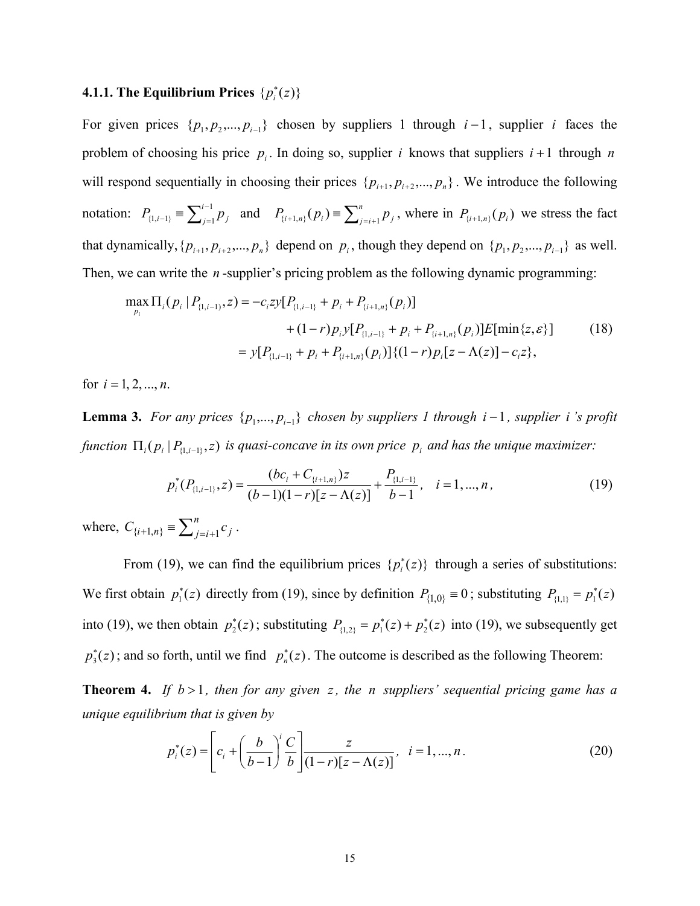#### 4.1.1. The Equilibrium Prices $\{p_i^*(z)\}$

For given prices $\{p_1, p_2, ..., p_{i-1}\}$ chosen by suppliers 1 through $i-1$, supplier $i$ faces the problem of choosing his price $p_i$. In doing so, supplier $i$ knows that suppliers $i+1$ through $n$ will respond sequentially in choosing their prices $\{p_{i+1}, p_{i+2}, ..., p_n\}$. We introduce the following notation: $P_{\{1,i-1\}} \equiv \sum_{j=1}^{i-1} p_j$ and $P_{\{i+1,n\}}(p_i) \equiv \sum_{j=i+1}^{n} p_j$, where in $P_{\{i+1,n\}}(p_i)$ we stress the fact that dynamically, $\{p_{i+1}, p_{i+2}, ..., p_n\}$ depend on $p_i$, though they depend on $\{p_1, p_2, ..., p_{i-1}\}$ as well. Then, we can write the $n$-supplier's pricing problem as the following dynamic programming:

$$
\begin{aligned}
\max_{p_i} \Pi_i(p_i \mid P_{\{1,i-1\}}, z) &= -c_i z y[P_{\{1,i-1\}} + p_i + P_{\{i+1,n\}}(p_i)] \\
&\quad + (1-r) p_i y[P_{\{1,i-1\}} + p_i + P_{\{i+1,n\}}(p_i)] E[\min\{z, \varepsilon\}] \\
&= y[P_{\{1,i-1\}} + p_i + P_{\{i+1,n\}}(p_i)]\{(1-r)p_i[z - \Lambda(z)] - c_i z\},
\end{aligned}
\tag{18}
$$

for $i = 1, 2, ..., n$.

**Lemma 3.** *For any prices $\{p_1, ..., p_{i-1}\}$ chosen by suppliers 1 through $i-1$, supplier $i$'s profit function $\Pi_i(p_i \mid P_{\{1,i-1\}}, z)$ is quasi-concave in its own price $p_i$ and has the unique maximizer:*

$$
p_i^*(P_{\{1,i-1\}}, z) = \frac{(bc_i + C_{\{i+1,n\}})z}{(b-1)(1-r)[z - \Lambda(z)]} + \frac{P_{\{1,i-1\}}}{b-1}, \quad i = 1, ..., n, \tag{19}
$$

where, $C_{\{i+1,n\}} \equiv \sum_{j=i+1}^{n} c_j$.

From (19), we can find the equilibrium prices $\{p_i^*(z)\}$ through a series of substitutions: We first obtain $p_1^*(z)$ directly from (19), since by definition $P_{\{1,0\}} \equiv 0$; substituting $P_{\{1,1\}} = p_1^*(z)$ into (19), we then obtain $p_2^*(z)$; substituting $P_{\{1,2\}} = p_1^*(z) + p_2^*(z)$ into (19), we subsequently get $p_3^*(z)$; and so forth, until we find $p_n^*(z)$. The outcome is described as the following Theorem:

**Theorem 4.** *If $b > 1$, then for any given $z$, the $n$ suppliers' sequential pricing game has a unique equilibrium that is given by*

$$
p_i^*(z) = \left[c_i + \left(\frac{b}{b-1}\right)^i \frac{C}{b}\right] \frac{z}{(1-r)[z - \Lambda(z)]}, \quad i = 1, ..., n. \tag{20}
$$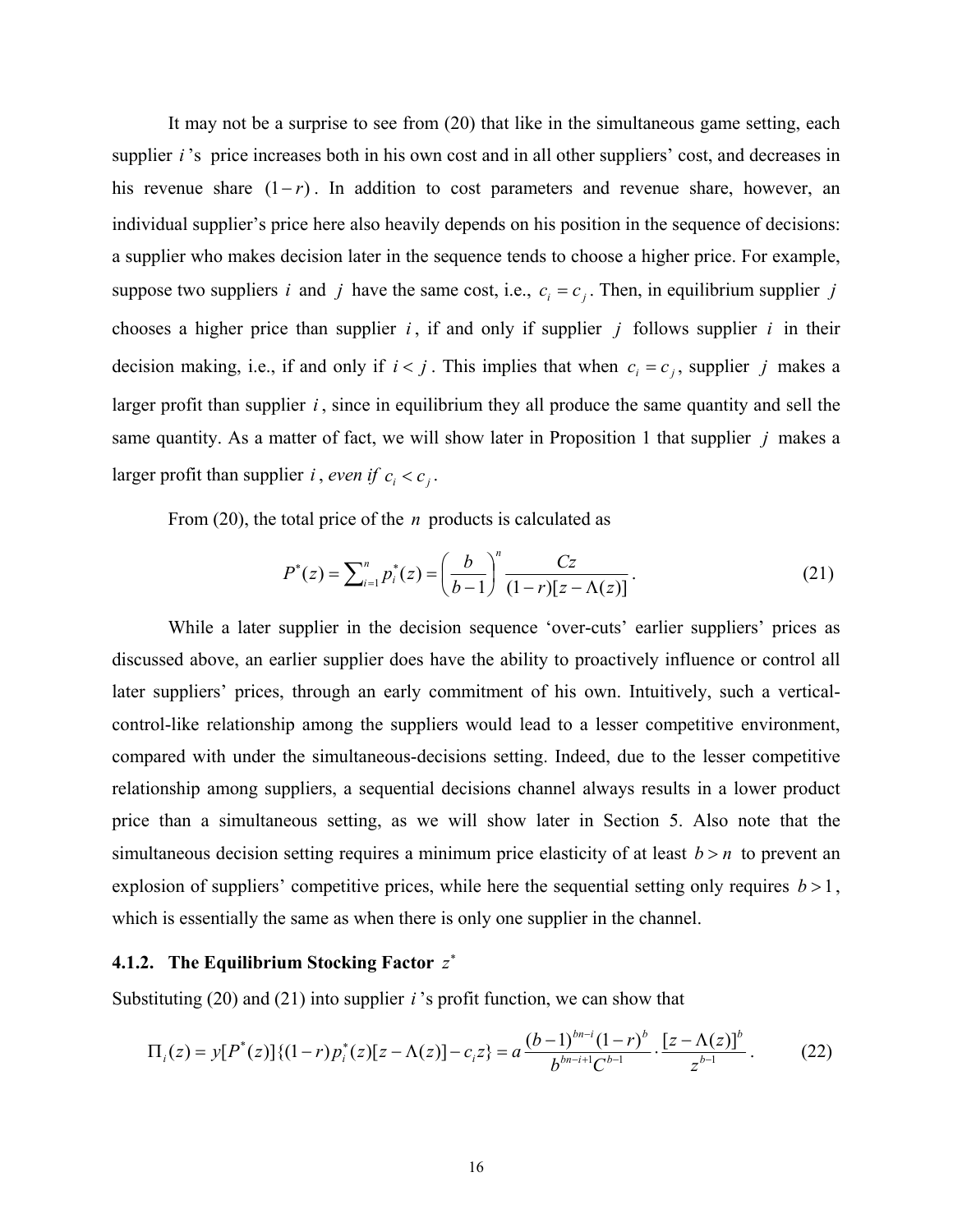It may not be a surprise to see from (20) that like in the simultaneous game setting, each supplier $i$'s price increases both in his own cost and in all other suppliers' cost, and decreases in his revenue share $(1-r)$. In addition to cost parameters and revenue share, however, an individual supplier's price here also heavily depends on his position in the sequence of decisions: a supplier who makes decision later in the sequence tends to choose a higher price. For example, suppose two suppliers $i$ and $j$ have the same cost, i.e., $c_i = c_j$. Then, in equilibrium supplier $j$ chooses a higher price than supplier $i$, if and only if supplier $j$ follows supplier $i$ in their decision making, i.e., if and only if $i < j$. This implies that when $c_i = c_j$, supplier $j$ makes a larger profit than supplier $i$, since in equilibrium they all produce the same quantity and sell the same quantity. As a matter of fact, we will show later in Proposition 1 that supplier $j$ makes a larger profit than supplier $i$, *even if* $c_i < c_j$.

From (20), the total price of the $n$ products is calculated as

$$P^*(z) = \sum_{i=1}^{n} p_i^*(z) = \left(\frac{b}{b-1}\right)^n \frac{Cz}{(1-r)[z-\Lambda(z)]}. \tag{21}$$

While a later supplier in the decision sequence 'over-cuts' earlier suppliers' prices as discussed above, an earlier supplier does have the ability to proactively influence or control all later suppliers' prices, through an early commitment of his own. Intuitively, such a vertical-control-like relationship among the suppliers would lead to a lesser competitive environment, compared with under the simultaneous-decisions setting. Indeed, due to the lesser competitive relationship among suppliers, a sequential decisions channel always results in a lower product price than a simultaneous setting, as we will show later in Section 5. Also note that the simultaneous decision setting requires a minimum price elasticity of at least $b > n$ to prevent an explosion of suppliers' competitive prices, while here the sequential setting only requires $b > 1$, which is essentially the same as when there is only one supplier in the channel.

### 4.1.2. The Equilibrium Stocking Factor $z^*$

Substituting (20) and (21) into supplier $i$'s profit function, we can show that

$$\Pi_i(z) = y[P^*(z)]\{(1-r)p_i^*(z)[z-\Lambda(z)] - c_i z\} = a\frac{(b-1)^{bn-i}(1-r)^b}{b^{bn-i+1}C^{b-1}} \cdot \frac{[z-\Lambda(z)]^b}{z^{b-1}}. \tag{22}$$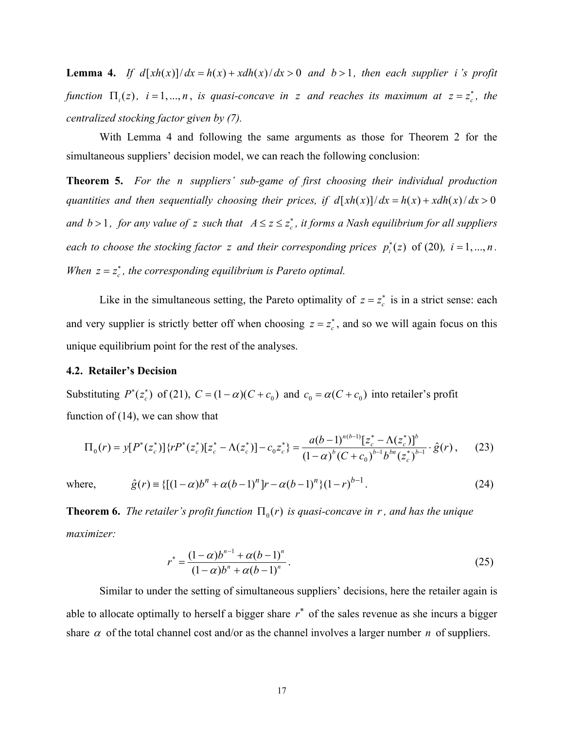**Lemma 4.** *If $d[xh(x)]/dx = h(x) + xdh(x)/dx > 0$ and $b > 1$, then each supplier $i$'s profit function $\Pi_i(z)$, $i = 1,...,n$, is quasi-concave in $z$ and reaches its maximum at $z = z_c^*$, the centralized stocking factor given by (7).*

With Lemma 4 and following the same arguments as those for Theorem 2 for the simultaneous suppliers' decision model, we can reach the following conclusion:

**Theorem 5.** *For the $n$ suppliers' sub-game of first choosing their individual production quantities and then sequentially choosing their prices, if $d[xh(x)]/dx = h(x) + xdh(x)/dx > 0$ and $b > 1$, for any value of $z$ such that $A \le z \le z_c^*$, it forms a Nash equilibrium for all suppliers each to choose the stocking factor $z$ and their corresponding prices $p_i^*(z)$ of (20), $i = 1,...,n$. When $z = z_c^*$, the corresponding equilibrium is Pareto optimal.*

Like in the simultaneous setting, the Pareto optimality of $z = z_c^*$ is in a strict sense: each and very supplier is strictly better off when choosing $z = z_c^*$, and so we will again focus on this unique equilibrium point for the rest of the analyses.

### 4.2. Retailer's Decision

Substituting $P^*(z_c^*)$ of (21), $C = (1-\alpha)(C + c_0)$ and $c_0 = \alpha(C + c_0)$ into retailer's profit function of (14), we can show that

$$\Pi_0(r) = y[P^*(z_c^*)]\{rP^*(z_c^*)[z_c^* - \Lambda(z_c^*)] - c_0 z_c^*\} = \frac{a(b-1)^{n(b-1)}[z_c^* - \Lambda(z_c^*)]^b}{(1-\alpha)^b (C + c_0)^{b-1} b^{bn} (z_c^*)^{b-1}} \cdot \hat{g}(r), \qquad (23)$$

where, $$\hat{g}(r) \equiv \{[(1-\alpha)b^n + \alpha(b-1)^n]r - \alpha(b-1)^n\}(1-r)^{b-1}. \qquad (24)$$

**Theorem 6.** *The retailer's profit function $\Pi_0(r)$ is quasi-concave in $r$, and has the unique maximizer:*

$$r^* = \frac{(1-\alpha)b^{n-1} + \alpha(b-1)^n}{(1-\alpha)b^n + \alpha(b-1)^n}. \qquad (25)$$

Similar to under the setting of simultaneous suppliers' decisions, here the retailer again is able to allocate optimally to herself a bigger share $r^*$ of the sales revenue as she incurs a bigger share $\alpha$ of the total channel cost and/or as the channel involves a larger number $n$ of suppliers.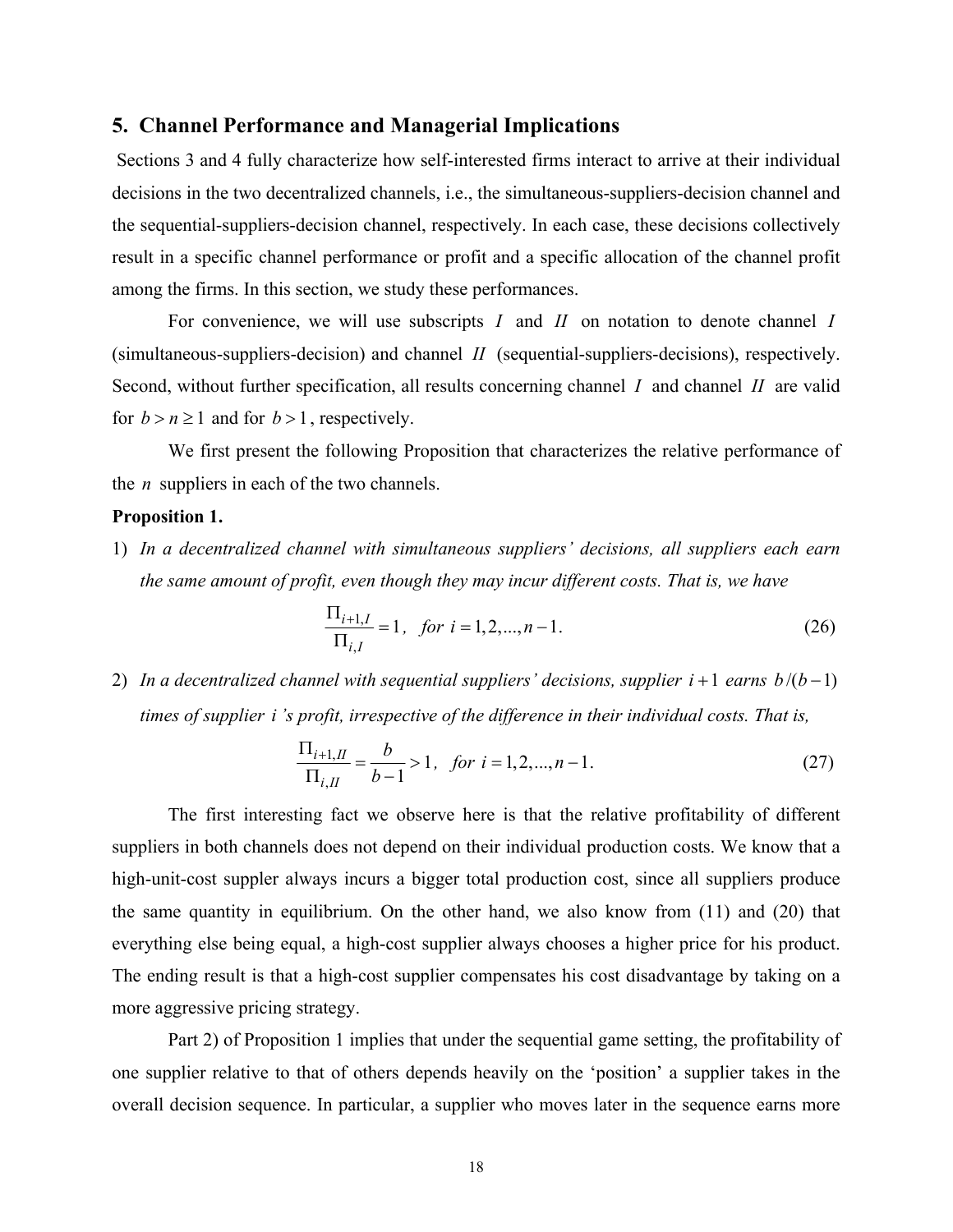## 5. Channel Performance and Managerial Implications

Sections 3 and 4 fully characterize how self-interested firms interact to arrive at their individual decisions in the two decentralized channels, i.e., the simultaneous-suppliers-decision channel and the sequential-suppliers-decision channel, respectively. In each case, these decisions collectively result in a specific channel performance or profit and a specific allocation of the channel profit among the firms. In this section, we study these performances.

For convenience, we will use subscripts $I$ and $II$ on notation to denote channel $I$ (simultaneous-suppliers-decision) and channel $II$ (sequential-suppliers-decisions), respectively. Second, without further specification, all results concerning channel $I$ and channel $II$ are valid for $b > n \geq 1$ and for $b > 1$, respectively.

We first present the following Proposition that characterizes the relative performance of the $n$ suppliers in each of the two channels.

**Proposition 1.**

1) *In a decentralized channel with simultaneous suppliers' decisions, all suppliers each earn the same amount of profit, even though they may incur different costs. That is, we have*

$$\frac{\Pi_{i+1,I}}{\Pi_{i,I}} = 1, \quad for\ i = 1, 2, ..., n-1. \tag{26}$$

2) *In a decentralized channel with sequential suppliers' decisions, supplier $i+1$ earns $b/(b-1)$ times of supplier $i$'s profit, irrespective of the difference in their individual costs. That is,*

$$\frac{\Pi_{i+1,II}}{\Pi_{i,II}} = \frac{b}{b-1} > 1, \quad for\ i = 1, 2, ..., n-1. \tag{27}$$

The first interesting fact we observe here is that the relative profitability of different suppliers in both channels does not depend on their individual production costs. We know that a high-unit-cost suppler always incurs a bigger total production cost, since all suppliers produce the same quantity in equilibrium. On the other hand, we also know from (11) and (20) that everything else being equal, a high-cost supplier always chooses a higher price for his product. The ending result is that a high-cost supplier compensates his cost disadvantage by taking on a more aggressive pricing strategy.

Part 2) of Proposition 1 implies that under the sequential game setting, the profitability of one supplier relative to that of others depends heavily on the 'position' a supplier takes in the overall decision sequence. In particular, a supplier who moves later in the sequence earns more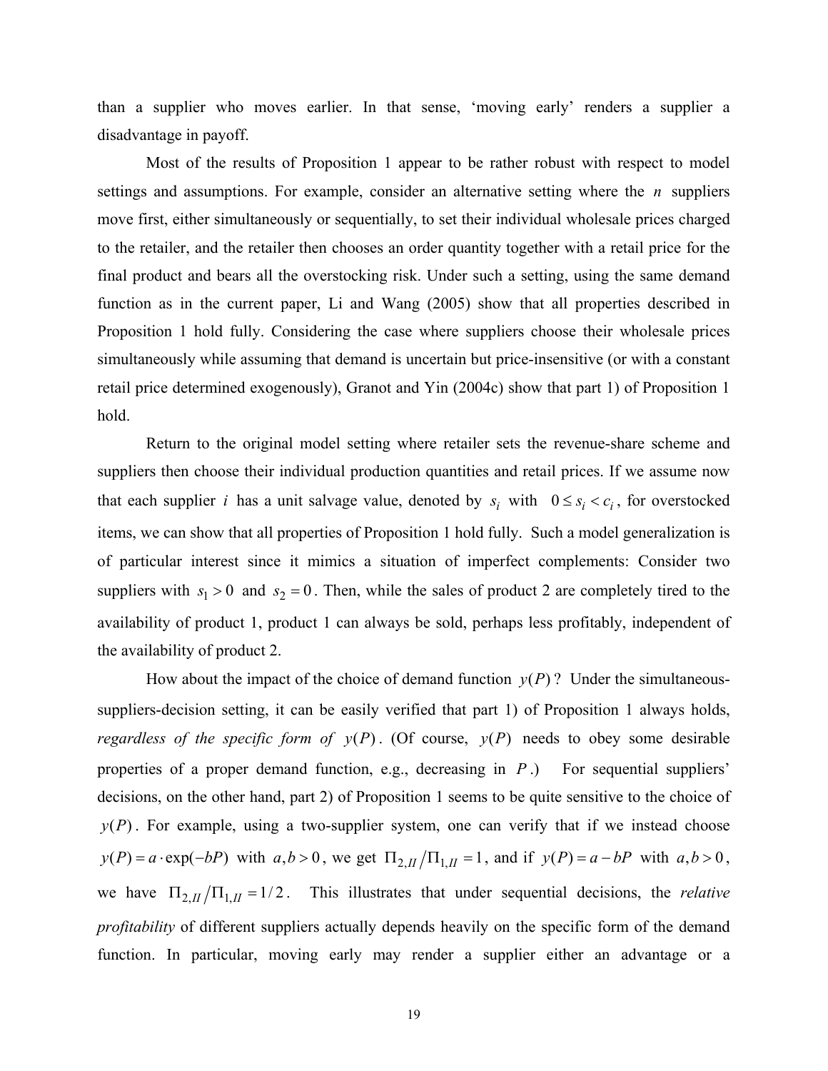than a supplier who moves earlier. In that sense, 'moving early' renders a supplier a disadvantage in payoff.

Most of the results of Proposition 1 appear to be rather robust with respect to model settings and assumptions. For example, consider an alternative setting where the $n$ suppliers move first, either simultaneously or sequentially, to set their individual wholesale prices charged to the retailer, and the retailer then chooses an order quantity together with a retail price for the final product and bears all the overstocking risk. Under such a setting, using the same demand function as in the current paper, Li and Wang (2005) show that all properties described in Proposition 1 hold fully. Considering the case where suppliers choose their wholesale prices simultaneously while assuming that demand is uncertain but price-insensitive (or with a constant retail price determined exogenously), Granot and Yin (2004c) show that part 1) of Proposition 1 hold.

Return to the original model setting where retailer sets the revenue-share scheme and suppliers then choose their individual production quantities and retail prices. If we assume now that each supplier $i$ has a unit salvage value, denoted by $s_i$ with $0 \le s_i < c_i$, for overstocked items, we can show that all properties of Proposition 1 hold fully. Such a model generalization is of particular interest since it mimics a situation of imperfect complements: Consider two suppliers with $s_1 > 0$ and $s_2 = 0$. Then, while the sales of product 2 are completely tired to the availability of product 1, product 1 can always be sold, perhaps less profitably, independent of the availability of product 2.

How about the impact of the choice of demand function $y(P)$? Under the simultaneous-suppliers-decision setting, it can be easily verified that part 1) of Proposition 1 always holds, *regardless of the specific form of* $y(P)$. (Of course, $y(P)$ needs to obey some desirable properties of a proper demand function, e.g., decreasing in $P$.) For sequential suppliers' decisions, on the other hand, part 2) of Proposition 1 seems to be quite sensitive to the choice of $y(P)$. For example, using a two-supplier system, one can verify that if we instead choose $y(P) = a \cdot \exp(-bP)$ with $a, b > 0$, we get $\Pi_{2,II} / \Pi_{1,II} = 1$, and if $y(P) = a - bP$ with $a, b > 0$, we have $\Pi_{2,II} / \Pi_{1,II} = 1/2$. This illustrates that under sequential decisions, the *relative profitability* of different suppliers actually depends heavily on the specific form of the demand function. In particular, moving early may render a supplier either an advantage or a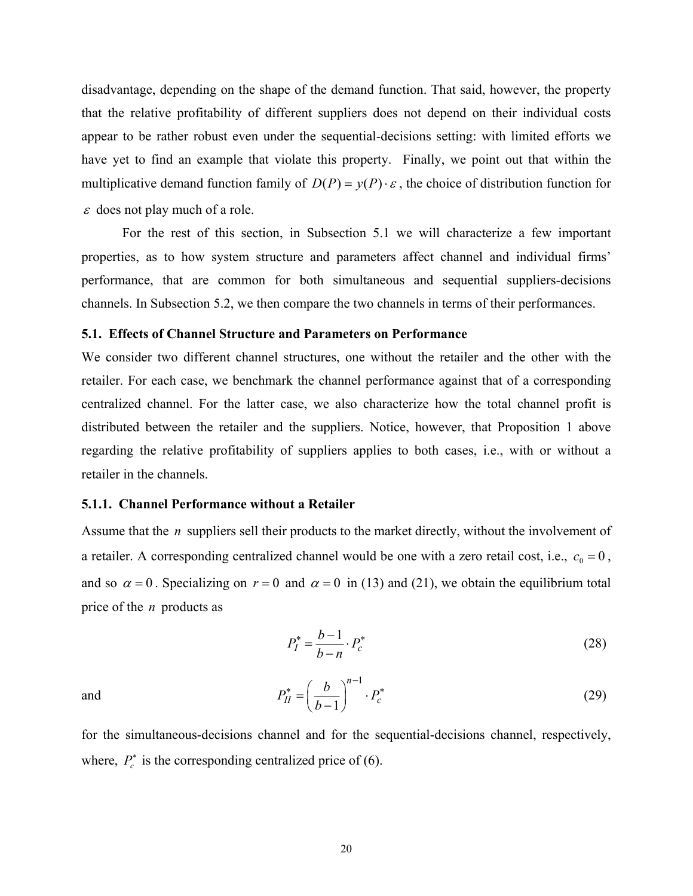disadvantage, depending on the shape of the demand function. That said, however, the property that the relative profitability of different suppliers does not depend on their individual costs appear to be rather robust even under the sequential-decisions setting: with limited efforts we have yet to find an example that violate this property. Finally, we point out that within the multiplicative demand function family of $D(P) = y(P) \cdot \varepsilon$, the choice of distribution function for $\varepsilon$ does not play much of a role.

For the rest of this section, in Subsection 5.1 we will characterize a few important properties, as to how system structure and parameters affect channel and individual firms' performance, that are common for both simultaneous and sequential suppliers-decisions channels. In Subsection 5.2, we then compare the two channels in terms of their performances.

### 5.1. Effects of Channel Structure and Parameters on Performance

We consider two different channel structures, one without the retailer and the other with the retailer. For each case, we benchmark the channel performance against that of a corresponding centralized channel. For the latter case, we also characterize how the total channel profit is distributed between the retailer and the suppliers. Notice, however, that Proposition 1 above regarding the relative profitability of suppliers applies to both cases, i.e., with or without a retailer in the channels.

#### 5.1.1. Channel Performance without a Retailer

Assume that the $n$ suppliers sell their products to the market directly, without the involvement of a retailer. A corresponding centralized channel would be one with a zero retail cost, i.e., $c_0 = 0$, and so $\alpha = 0$. Specializing on $r = 0$ and $\alpha = 0$ in (13) and (21), we obtain the equilibrium total price of the $n$ products as

$$P_I^* = \frac{b-1}{b-n} \cdot P_c^* \tag{28}$$

and

$$P_{II}^* = \left( \frac{b}{b-1} \right)^{n-1} \cdot P_c^* \tag{29}$$

for the simultaneous-decisions channel and for the sequential-decisions channel, respectively, where, $P_c^*$ is the corresponding centralized price of (6).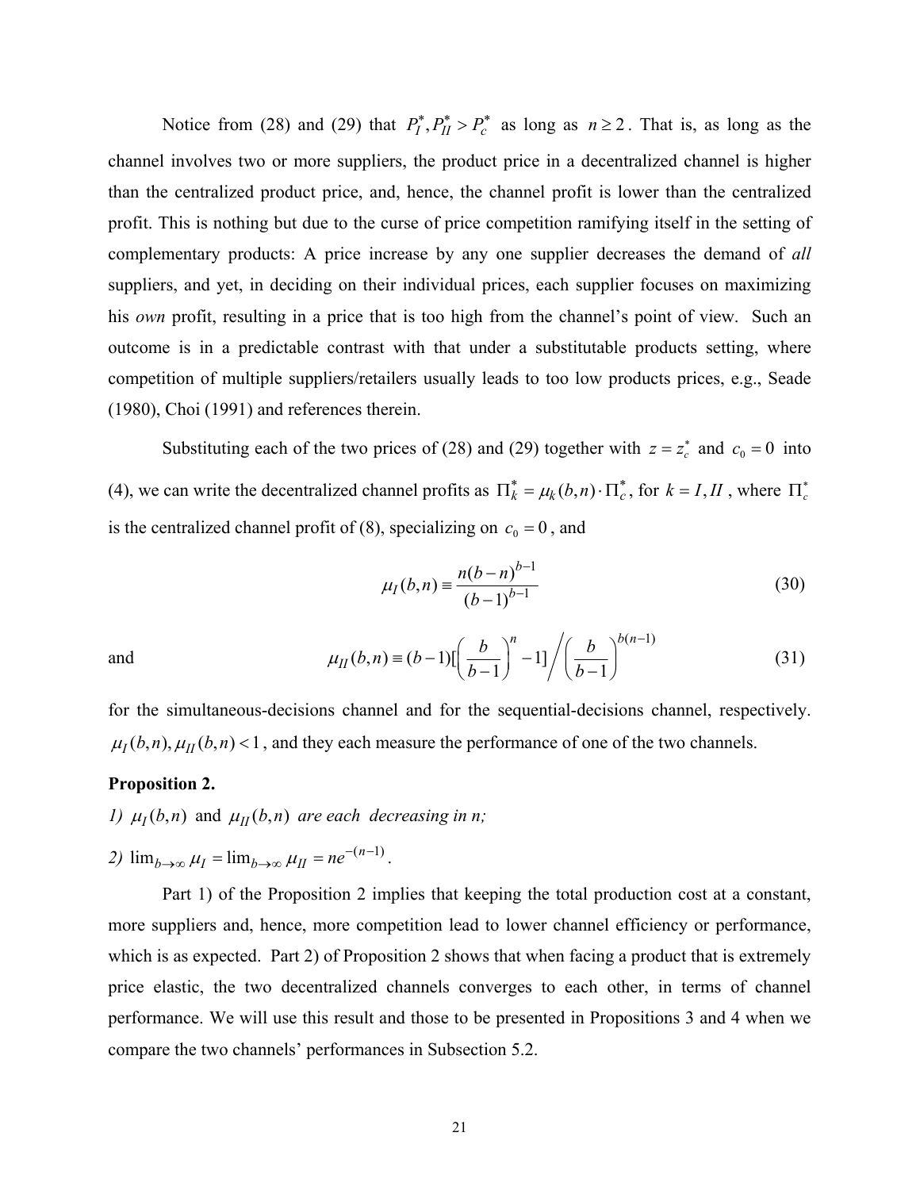Notice from (28) and (29) that $P_I^*, P_{II}^* > P_c^*$ as long as $n \geq 2$. That is, as long as the channel involves two or more suppliers, the product price in a decentralized channel is higher than the centralized product price, and, hence, the channel profit is lower than the centralized profit. This is nothing but due to the curse of price competition ramifying itself in the setting of complementary products: A price increase by any one supplier decreases the demand of *all* suppliers, and yet, in deciding on their individual prices, each supplier focuses on maximizing his *own* profit, resulting in a price that is too high from the channel's point of view. Such an outcome is in a predictable contrast with that under a substitutable products setting, where competition of multiple suppliers/retailers usually leads to too low products prices, e.g., Seade (1980), Choi (1991) and references therein.

Substituting each of the two prices of (28) and (29) together with $z = z_c^*$ and $c_0 = 0$ into (4), we can write the decentralized channel profits as $\Pi_k^* = \mu_k(b,n) \cdot \Pi_c^*$, for $k = I, II$, where $\Pi_c^*$ is the centralized channel profit of (8), specializing on $c_0 = 0$, and

$$\mu_I(b,n) \equiv \frac{n(b-n)^{b-1}}{(b-1)^{b-1}} \tag{30}$$

and
$$\mu_{II}(b,n) \equiv (b-1)[\left(\frac{b}{b-1}\right)^n - 1] \Big/ \left(\frac{b}{b-1}\right)^{b(n-1)} \tag{31}$$

for the simultaneous-decisions channel and for the sequential-decisions channel, respectively. $\mu_I(b,n), \mu_{II}(b,n) < 1$, and they each measure the performance of one of the two channels.

**Proposition 2.**

*1)* $\mu_I(b,n)$ *and* $\mu_{II}(b,n)$ *are each decreasing in n;*

*2)* $\lim_{b\to\infty} \mu_I = \lim_{b\to\infty} \mu_{II} = ne^{-(n-1)}$.

Part 1) of the Proposition 2 implies that keeping the total production cost at a constant, more suppliers and, hence, more competition lead to lower channel efficiency or performance, which is as expected. Part 2) of Proposition 2 shows that when facing a product that is extremely price elastic, the two decentralized channels converges to each other, in terms of channel performance. We will use this result and those to be presented in Propositions 3 and 4 when we compare the two channels' performances in Subsection 5.2.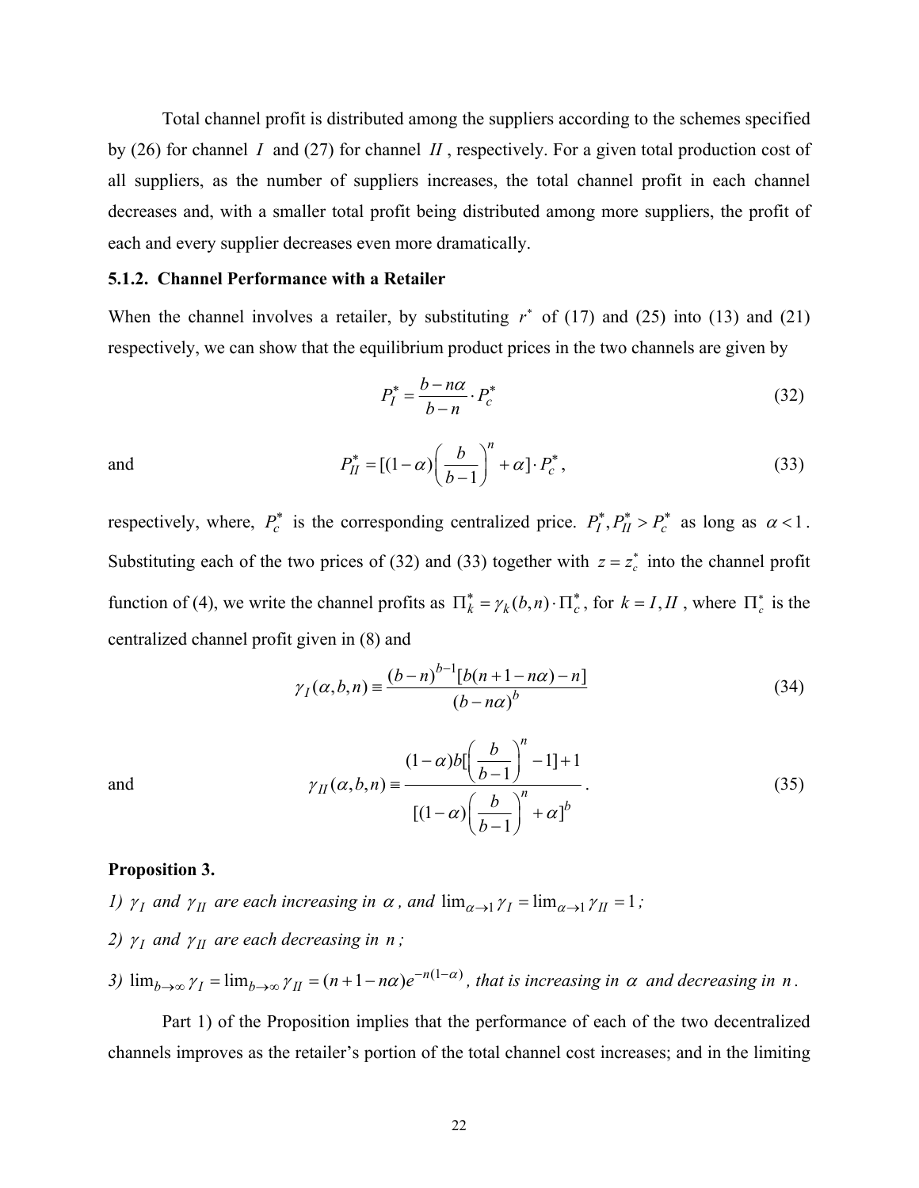Total channel profit is distributed among the suppliers according to the schemes specified by (26) for channel $I$ and (27) for channel $II$, respectively. For a given total production cost of all suppliers, as the number of suppliers increases, the total channel profit in each channel decreases and, with a smaller total profit being distributed among more suppliers, the profit of each and every supplier decreases even more dramatically.

### 5.1.2. Channel Performance with a Retailer

When the channel involves a retailer, by substituting $r^*$ of (17) and (25) into (13) and (21) respectively, we can show that the equilibrium product prices in the two channels are given by

$$P_I^* = \frac{b - n\alpha}{b - n} \cdot P_c^* \tag{32}$$

and

$$P_{II}^* = [(1-\alpha)\left(\frac{b}{b-1}\right)^n + \alpha] \cdot P_c^*, \tag{33}$$

respectively, where, $P_c^*$ is the corresponding centralized price. $P_I^*, P_{II}^* > P_c^*$ as long as $\alpha < 1$. Substituting each of the two prices of (32) and (33) together with $z = z_c^*$ into the channel profit function of (4), we write the channel profits as $\Pi_k^* = \gamma_k(b,n) \cdot \Pi_c^*$, for $k = I, II$, where $\Pi_c^*$ is the centralized channel profit given in (8) and

$$\gamma_I(\alpha,b,n) \equiv \frac{(b-n)^{b-1}[b(n+1-n\alpha)-n]}{(b-n\alpha)^b} \tag{34}$$

and

$$\gamma_{II}(\alpha,b,n) \equiv \frac{(1-\alpha)b[\left(\frac{b}{b-1}\right)^n - 1] + 1}{[(1-\alpha)\left(\frac{b}{b-1}\right)^n + \alpha]^b}. \tag{35}$$

**Proposition 3.**

*1)* $\gamma_I$ *and* $\gamma_{II}$ *are each increasing in* $\alpha$*, and* $\lim_{\alpha\to 1}\gamma_I = \lim_{\alpha\to 1}\gamma_{II} = 1$*;*

*2)* $\gamma_I$ *and* $\gamma_{II}$ *are each decreasing in* $n$*;*

*3)* $\lim_{b\to\infty}\gamma_I = \lim_{b\to\infty}\gamma_{II} = (n+1-n\alpha)e^{-n(1-\alpha)}$*, that is increasing in* $\alpha$ *and decreasing in* $n$*.*

Part 1) of the Proposition implies that the performance of each of the two decentralized channels improves as the retailer's portion of the total channel cost increases; and in the limiting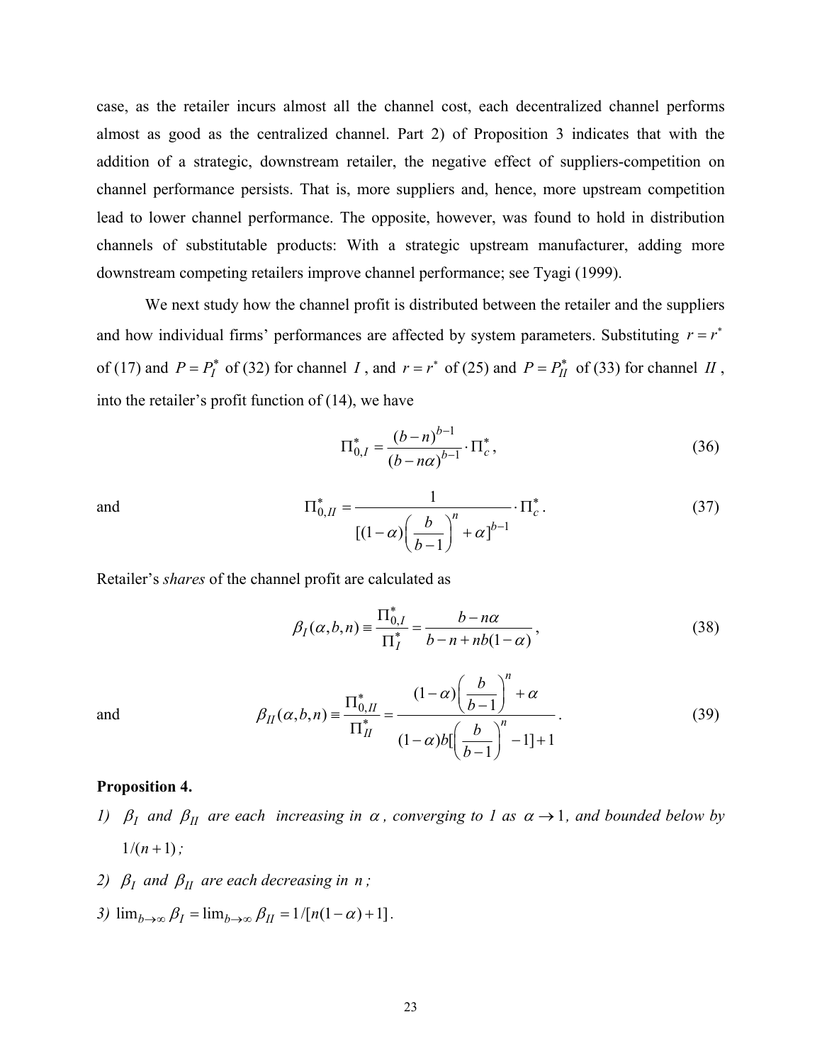case, as the retailer incurs almost all the channel cost, each decentralized channel performs almost as good as the centralized channel. Part 2) of Proposition 3 indicates that with the addition of a strategic, downstream retailer, the negative effect of suppliers-competition on channel performance persists. That is, more suppliers and, hence, more upstream competition lead to lower channel performance. The opposite, however, was found to hold in distribution channels of substitutable products: With a strategic upstream manufacturer, adding more downstream competing retailers improve channel performance; see Tyagi (1999).

We next study how the channel profit is distributed between the retailer and the suppliers and how individual firms' performances are affected by system parameters. Substituting $r = r^*$ of (17) and $P = P_I^*$ of (32) for channel $I$, and $r = r^*$ of (25) and $P = P_{II}^*$ of (33) for channel $II$, into the retailer's profit function of (14), we have

$$\Pi_{0,I}^* = \frac{(b-n)^{b-1}}{(b-n\alpha)^{b-1}} \cdot \Pi_c^*, \tag{36}$$

and

$$\Pi_{0,II}^* = \frac{1}{[(1-\alpha)\left(\dfrac{b}{b-1}\right)^n + \alpha]^{b-1}} \cdot \Pi_c^*. \tag{37}$$

Retailer's *shares* of the channel profit are calculated as

$$\beta_I(\alpha, b, n) \equiv \frac{\Pi_{0,I}^*}{\Pi_I^*} = \frac{b - n\alpha}{b - n + nb(1-\alpha)}, \tag{38}$$

and

$$\beta_{II}(\alpha, b, n) \equiv \frac{\Pi_{0,II}^*}{\Pi_{II}^*} = \frac{(1-\alpha)\left(\dfrac{b}{b-1}\right)^n + \alpha}{(1-\alpha)b[\left(\dfrac{b}{b-1}\right)^n - 1] + 1}. \tag{39}$$

**Proposition 4.**

*1)* $\beta_I$ *and* $\beta_{II}$ *are each increasing in* $\alpha$*, converging to 1 as* $\alpha \to 1$*, and bounded below by* $1/(n+1)$*;*

*2)* $\beta_I$ *and* $\beta_{II}$ *are each decreasing in* $n$*;*

*3)* $\lim_{b\to\infty} \beta_I = \lim_{b\to\infty} \beta_{II} = 1/[n(1-\alpha)+1]$.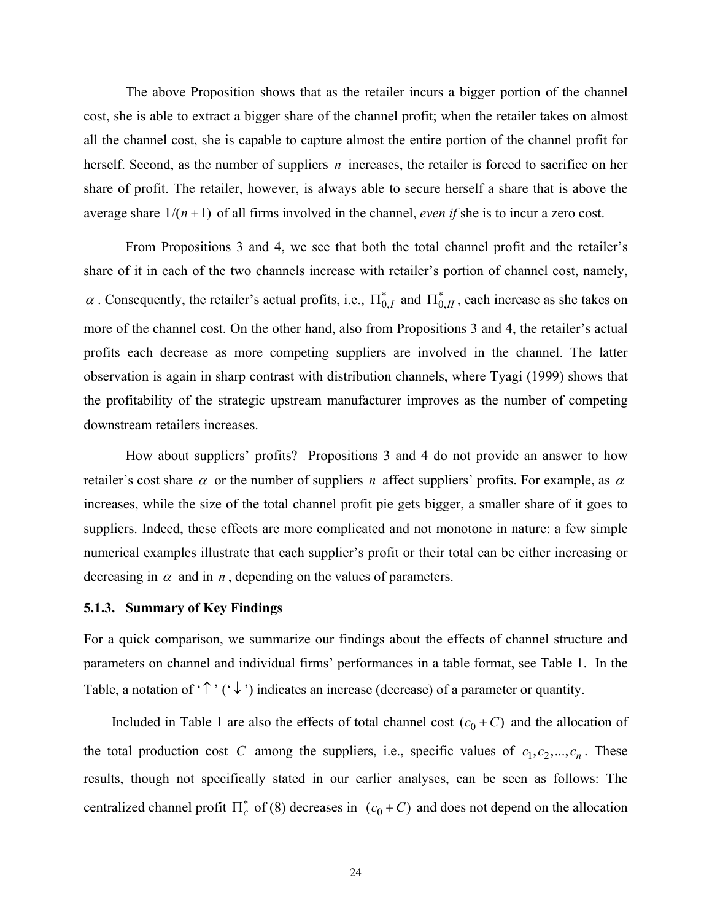The above Proposition shows that as the retailer incurs a bigger portion of the channel cost, she is able to extract a bigger share of the channel profit; when the retailer takes on almost all the channel cost, she is capable to capture almost the entire portion of the channel profit for herself. Second, as the number of suppliers $n$ increases, the retailer is forced to sacrifice on her share of profit. The retailer, however, is always able to secure herself a share that is above the average share $1/(n+1)$ of all firms involved in the channel, *even if* she is to incur a zero cost.

From Propositions 3 and 4, we see that both the total channel profit and the retailer's share of it in each of the two channels increase with retailer's portion of channel cost, namely, $\alpha$. Consequently, the retailer's actual profits, i.e., $\Pi_{0,I}^*$ and $\Pi_{0,II}^*$, each increase as she takes on more of the channel cost. On the other hand, also from Propositions 3 and 4, the retailer's actual profits each decrease as more competing suppliers are involved in the channel. The latter observation is again in sharp contrast with distribution channels, where Tyagi (1999) shows that the profitability of the strategic upstream manufacturer improves as the number of competing downstream retailers increases.

How about suppliers' profits? Propositions 3 and 4 do not provide an answer to how retailer's cost share $\alpha$ or the number of suppliers $n$ affect suppliers' profits. For example, as $\alpha$ increases, while the size of the total channel profit pie gets bigger, a smaller share of it goes to suppliers. Indeed, these effects are more complicated and not monotone in nature: a few simple numerical examples illustrate that each supplier's profit or their total can be either increasing or decreasing in $\alpha$ and in $n$, depending on the values of parameters.

### 5.1.3. Summary of Key Findings

For a quick comparison, we summarize our findings about the effects of channel structure and parameters on channel and individual firms' performances in a table format, see Table 1. In the Table, a notation of '↑' ('↓') indicates an increase (decrease) of a parameter or quantity.

Included in Table 1 are also the effects of total channel cost $(c_0 + C)$ and the allocation of the total production cost $C$ among the suppliers, i.e., specific values of $c_1, c_2, ..., c_n$. These results, though not specifically stated in our earlier analyses, can be seen as follows: The centralized channel profit $\Pi_c^*$ of (8) decreases in $(c_0 + C)$ and does not depend on the allocation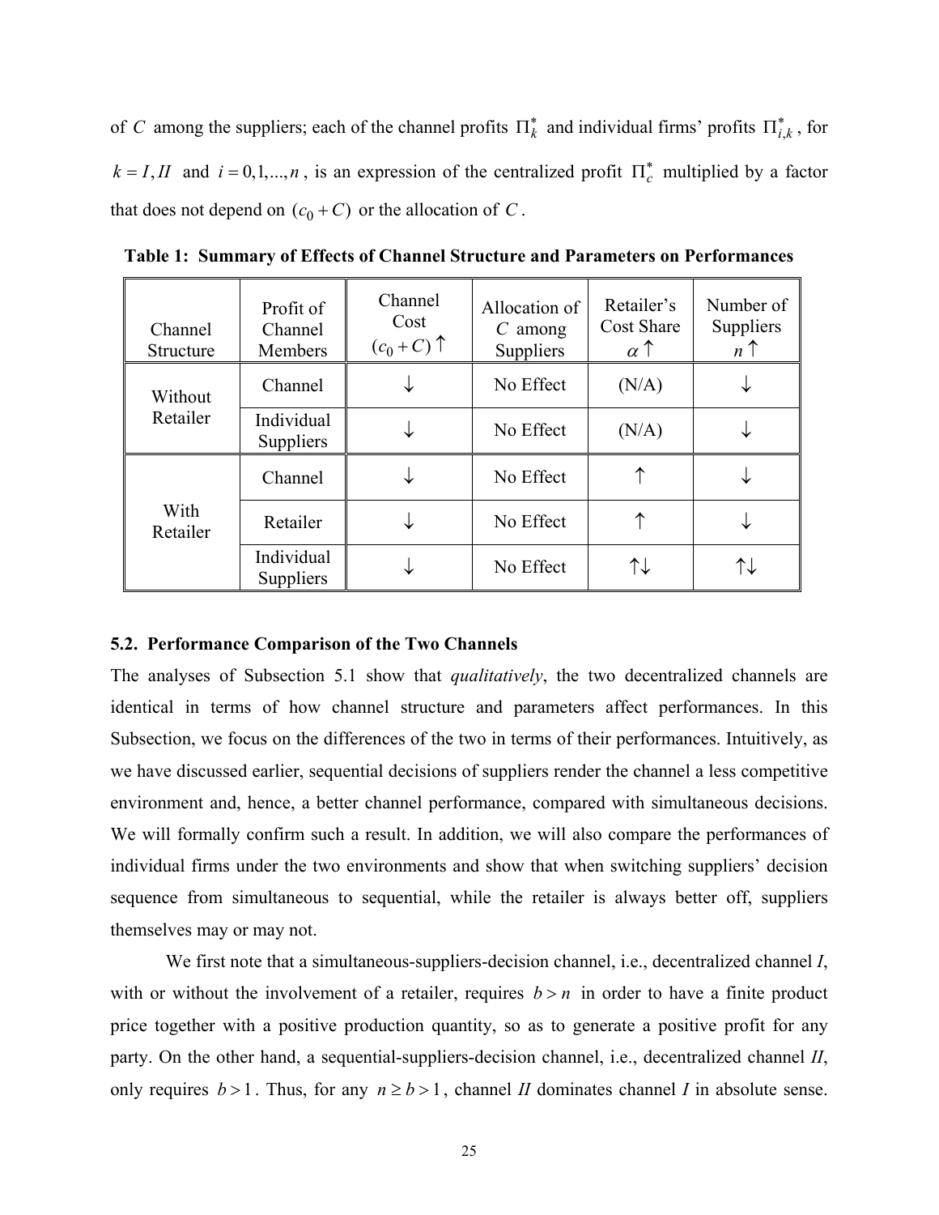of $C$ among the suppliers; each of the channel profits $\Pi_k^*$ and individual firms' profits $\Pi_{i,k}^*$, for $k = I, II$ and $i = 0,1,...,n$, is an expression of the centralized profit $\Pi_c^*$ multiplied by a factor that does not depend on $(c_0 + C)$ or the allocation of $C$.

**Table 1: Summary of Effects of Channel Structure and Parameters on Performances**

| Channel Structure | Profit of Channel Members | Channel Cost $(c_0 + C)\uparrow$ | Allocation of $C$ among Suppliers | Retailer's Cost Share $\alpha\uparrow$ | Number of Suppliers $n\uparrow$ |
|---|---|---|---|---|---|
| Without Retailer | Channel | $\downarrow$ | No Effect | (N/A) | $\downarrow$ |
| | Individual Suppliers | $\downarrow$ | No Effect | (N/A) | $\downarrow$ |
| With Retailer | Channel | $\downarrow$ | No Effect | $\uparrow$ | $\downarrow$ |
| | Retailer | $\downarrow$ | No Effect | $\uparrow$ | $\downarrow$ |
| | Individual Suppliers | $\downarrow$ | No Effect | $\uparrow\downarrow$ | $\uparrow\downarrow$ |

### 5.2. Performance Comparison of the Two Channels

The analyses of Subsection 5.1 show that *qualitatively*, the two decentralized channels are identical in terms of how channel structure and parameters affect performances. In this Subsection, we focus on the differences of the two in terms of their performances. Intuitively, as we have discussed earlier, sequential decisions of suppliers render the channel a less competitive environment and, hence, a better channel performance, compared with simultaneous decisions. We will formally confirm such a result. In addition, we will also compare the performances of individual firms under the two environments and show that when switching suppliers' decision sequence from simultaneous to sequential, while the retailer is always better off, suppliers themselves may or may not.

We first note that a simultaneous-suppliers-decision channel, i.e., decentralized channel *I*, with or without the involvement of a retailer, requires $b > n$ in order to have a finite product price together with a positive production quantity, so as to generate a positive profit for any party. On the other hand, a sequential-suppliers-decision channel, i.e., decentralized channel *II*, only requires $b > 1$. Thus, for any $n \geq b > 1$, channel *II* dominates channel *I* in absolute sense.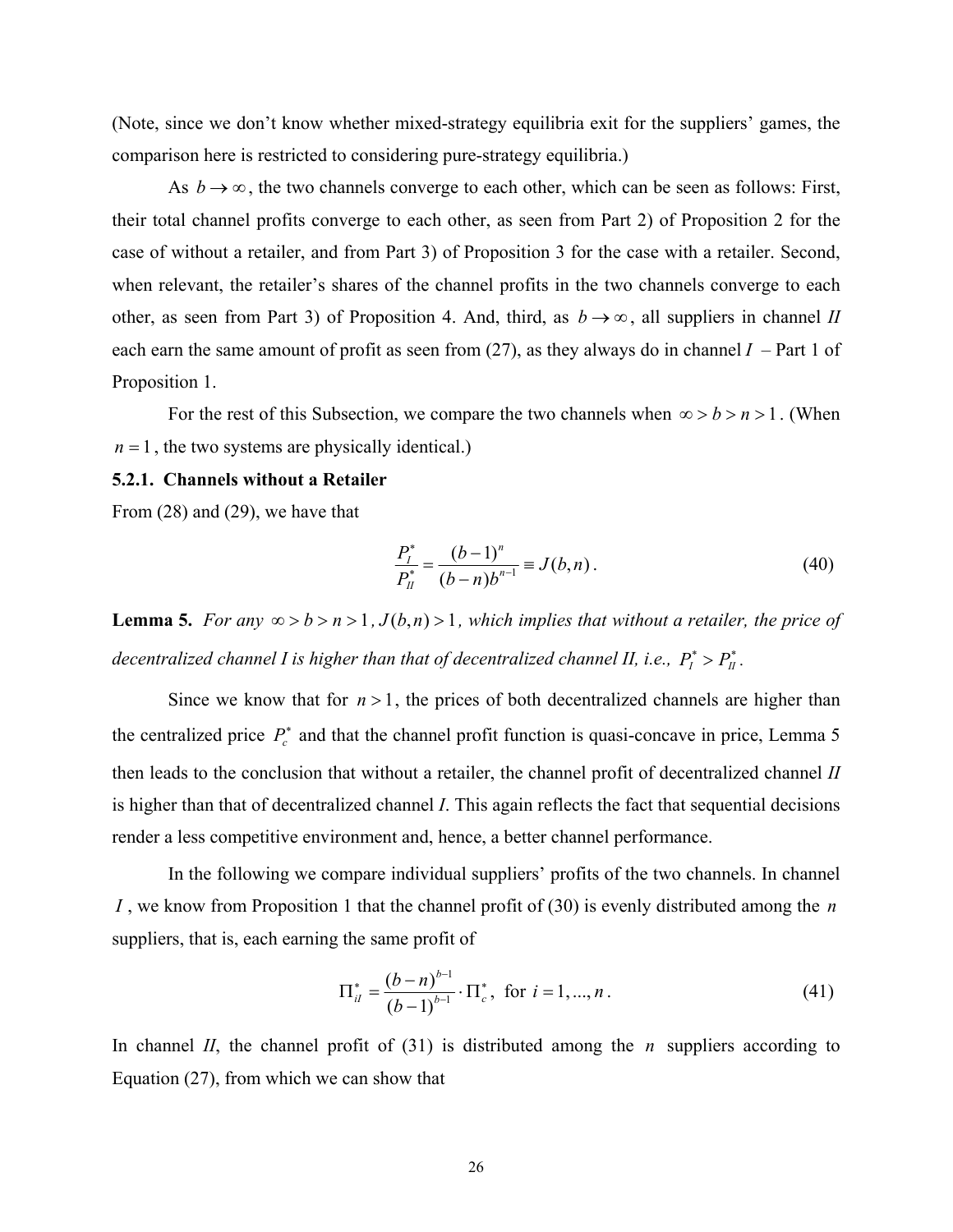(Note, since we don't know whether mixed-strategy equilibria exit for the suppliers' games, the comparison here is restricted to considering pure-strategy equilibria.)

As $b \to \infty$, the two channels converge to each other, which can be seen as follows: First, their total channel profits converge to each other, as seen from Part 2) of Proposition 2 for the case of without a retailer, and from Part 3) of Proposition 3 for the case with a retailer. Second, when relevant, the retailer's shares of the channel profits in the two channels converge to each other, as seen from Part 3) of Proposition 4. And, third, as $b \to \infty$, all suppliers in channel *II* each earn the same amount of profit as seen from (27), as they always do in channel *I* – Part 1 of Proposition 1.

For the rest of this Subsection, we compare the two channels when $\infty > b > n > 1$. (When $n = 1$, the two systems are physically identical.)

### 5.2.1. Channels without a Retailer

From (28) and (29), we have that

$$\frac{P_I^*}{P_{II}^*} = \frac{(b-1)^n}{(b-n)b^{n-1}} \equiv J(b,n). \tag{40}$$

**Lemma 5.** *For any $\infty > b > n > 1$, $J(b,n) > 1$, which implies that without a retailer, the price of decentralized channel I is higher than that of decentralized channel II, i.e., $P_I^* > P_{II}^*$.*

Since we know that for $n > 1$, the prices of both decentralized channels are higher than the centralized price $P_c^*$ and that the channel profit function is quasi-concave in price, Lemma 5 then leads to the conclusion that without a retailer, the channel profit of decentralized channel *II* is higher than that of decentralized channel *I*. This again reflects the fact that sequential decisions render a less competitive environment and, hence, a better channel performance.

In the following we compare individual suppliers' profits of the two channels. In channel *I*, we know from Proposition 1 that the channel profit of (30) is evenly distributed among the $n$ suppliers, that is, each earning the same profit of

$$\Pi_{iI}^* = \frac{(b-n)^{b-1}}{(b-1)^{b-1}} \cdot \Pi_c^*, \text{ for } i = 1, ..., n. \tag{41}$$

In channel *II*, the channel profit of (31) is distributed among the $n$ suppliers according to Equation (27), from which we can show that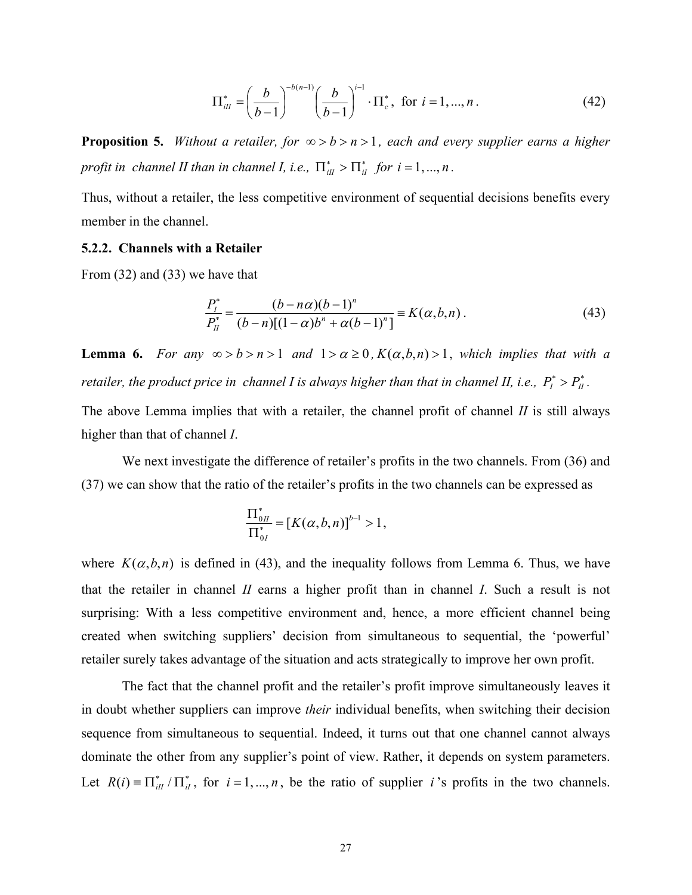$$\Pi_{iII}^{*} = \left(\frac{b}{b-1}\right)^{-b(n-1)} \left(\frac{b}{b-1}\right)^{i-1} \cdot \Pi_{c}^{*}, \text{ for } i = 1, ..., n. \tag{42}$$

**Proposition 5.** *Without a retailer, for $\infty > b > n > 1$, each and every supplier earns a higher profit in channel II than in channel I, i.e., $\Pi_{iII}^{*} > \Pi_{iI}^{*}$ for $i = 1, ..., n$.*

Thus, without a retailer, the less competitive environment of sequential decisions benefits every member in the channel.

### 5.2.2. Channels with a Retailer

From (32) and (33) we have that

$$\frac{P_{I}^{*}}{P_{II}^{*}} = \frac{(b-n\alpha)(b-1)^{n}}{(b-n)[(1-\alpha)b^{n} + \alpha(b-1)^{n}]} \equiv K(\alpha, b, n). \tag{43}$$

**Lemma 6.** *For any $\infty > b > n > 1$ and $1 > \alpha \geq 0$, $K(\alpha, b, n) > 1$, which implies that with a retailer, the product price in channel I is always higher than that in channel II, i.e., $P_{I}^{*} > P_{II}^{*}$.*

The above Lemma implies that with a retailer, the channel profit of channel *II* is still always higher than that of channel *I*.

We next investigate the difference of retailer's profits in the two channels. From (36) and (37) we can show that the ratio of the retailer's profits in the two channels can be expressed as

$$\frac{\Pi_{0II}^{*}}{\Pi_{0I}^{*}} = [K(\alpha, b, n)]^{b-1} > 1,$$

where $K(\alpha, b, n)$ is defined in (43), and the inequality follows from Lemma 6. Thus, we have that the retailer in channel *II* earns a higher profit than in channel *I*. Such a result is not surprising: With a less competitive environment and, hence, a more efficient channel being created when switching suppliers' decision from simultaneous to sequential, the 'powerful' retailer surely takes advantage of the situation and acts strategically to improve her own profit.

The fact that the channel profit and the retailer's profit improve simultaneously leaves it in doubt whether suppliers can improve *their* individual benefits, when switching their decision sequence from simultaneous to sequential. Indeed, it turns out that one channel cannot always dominate the other from any supplier's point of view. Rather, it depends on system parameters. Let $R(i) \equiv \Pi_{iII}^{*} / \Pi_{iI}^{*}$, for $i = 1, ..., n$, be the ratio of supplier $i$'s profits in the two channels.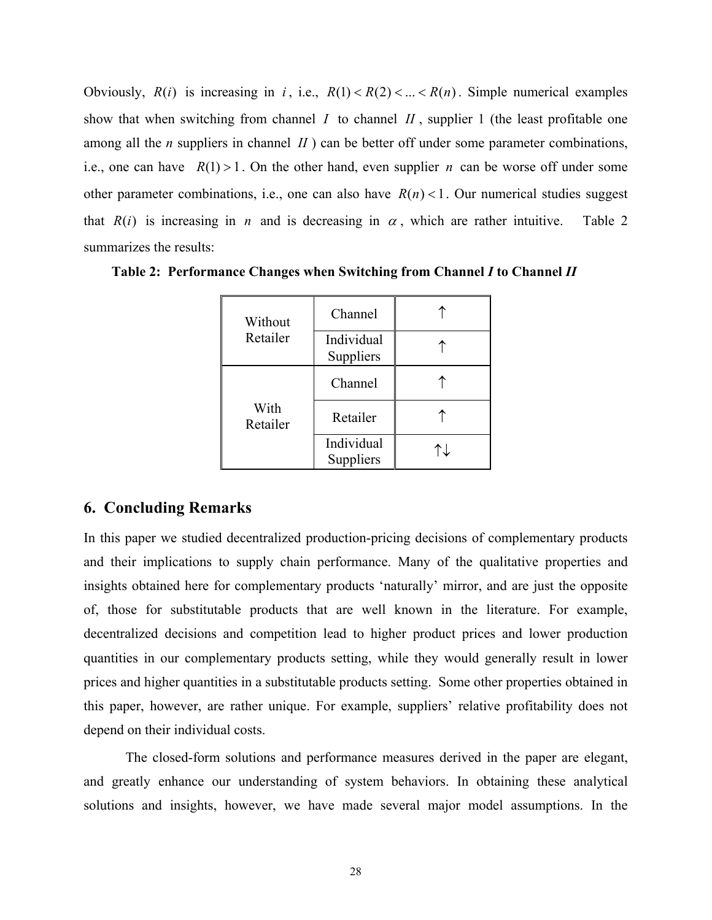Obviously, $R(i)$ is increasing in $i$, i.e., $R(1) < R(2) < ... < R(n)$. Simple numerical examples show that when switching from channel $I$ to channel $II$, supplier 1 (the least profitable one among all the *n* suppliers in channel $II$) can be better off under some parameter combinations, i.e., one can have $R(1) > 1$. On the other hand, even supplier $n$ can be worse off under some other parameter combinations, i.e., one can also have $R(n) < 1$. Our numerical studies suggest that $R(i)$ is increasing in $n$ and is decreasing in $\alpha$, which are rather intuitive. Table 2 summarizes the results:

**Table 2: Performance Changes when Switching from Channel *I* to Channel *II***

| | | |
|---|---|---|
| Without Retailer | Channel | ↑ |
| | Individual Suppliers | ↑ |
| With Retailer | Channel | ↑ |
| | Retailer | ↑ |
| | Individual Suppliers | ↑↓ |

## 6. Concluding Remarks

In this paper we studied decentralized production-pricing decisions of complementary products and their implications to supply chain performance. Many of the qualitative properties and insights obtained here for complementary products 'naturally' mirror, and are just the opposite of, those for substitutable products that are well known in the literature. For example, decentralized decisions and competition lead to higher product prices and lower production quantities in our complementary products setting, while they would generally result in lower prices and higher quantities in a substitutable products setting. Some other properties obtained in this paper, however, are rather unique. For example, suppliers' relative profitability does not depend on their individual costs.

The closed-form solutions and performance measures derived in the paper are elegant, and greatly enhance our understanding of system behaviors. In obtaining these analytical solutions and insights, however, we have made several major model assumptions. In the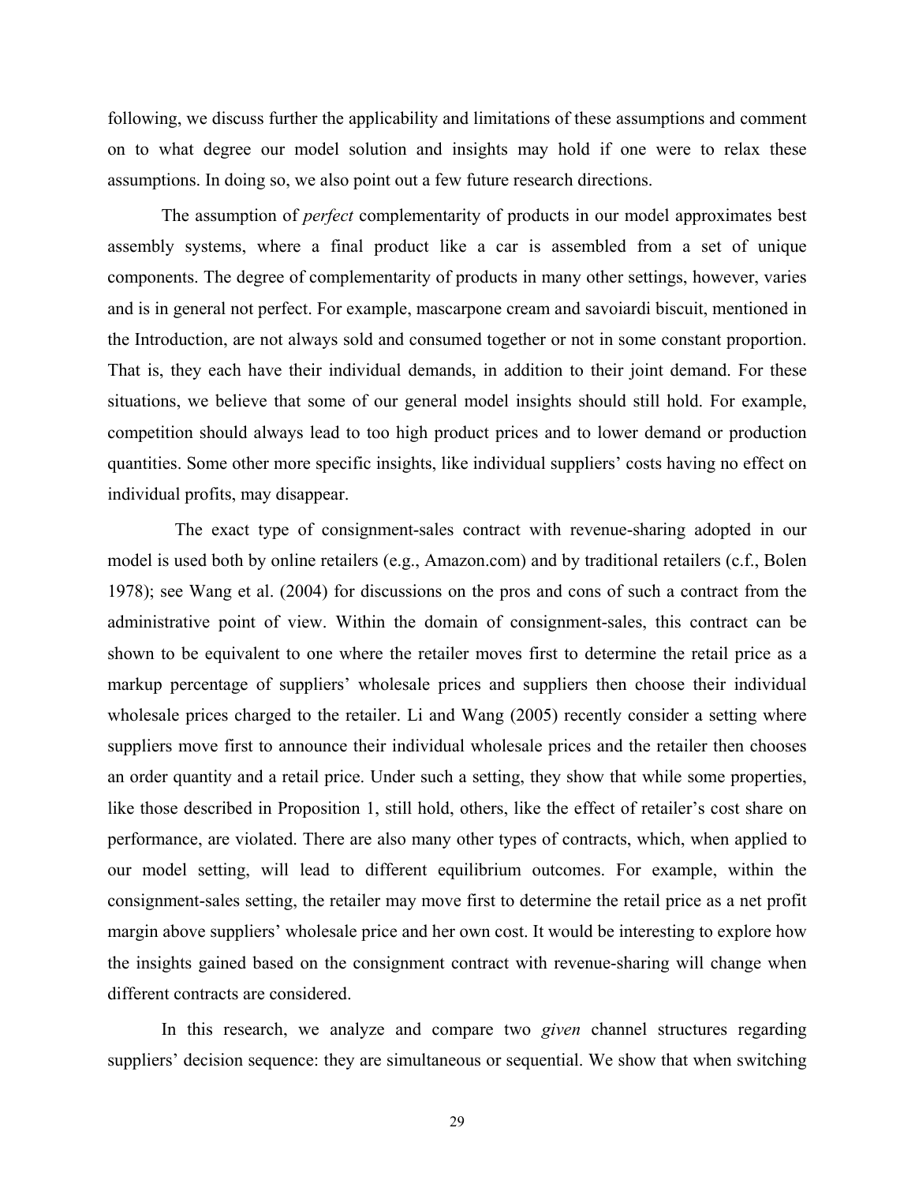following, we discuss further the applicability and limitations of these assumptions and comment on to what degree our model solution and insights may hold if one were to relax these assumptions. In doing so, we also point out a few future research directions.

The assumption of *perfect* complementarity of products in our model approximates best assembly systems, where a final product like a car is assembled from a set of unique components. The degree of complementarity of products in many other settings, however, varies and is in general not perfect. For example, mascarpone cream and savoiardi biscuit, mentioned in the Introduction, are not always sold and consumed together or not in some constant proportion. That is, they each have their individual demands, in addition to their joint demand. For these situations, we believe that some of our general model insights should still hold. For example, competition should always lead to too high product prices and to lower demand or production quantities. Some other more specific insights, like individual suppliers' costs having no effect on individual profits, may disappear.

The exact type of consignment-sales contract with revenue-sharing adopted in our model is used both by online retailers (e.g., Amazon.com) and by traditional retailers (c.f., Bolen 1978); see Wang et al. (2004) for discussions on the pros and cons of such a contract from the administrative point of view. Within the domain of consignment-sales, this contract can be shown to be equivalent to one where the retailer moves first to determine the retail price as a markup percentage of suppliers' wholesale prices and suppliers then choose their individual wholesale prices charged to the retailer. Li and Wang (2005) recently consider a setting where suppliers move first to announce their individual wholesale prices and the retailer then chooses an order quantity and a retail price. Under such a setting, they show that while some properties, like those described in Proposition 1, still hold, others, like the effect of retailer's cost share on performance, are violated. There are also many other types of contracts, which, when applied to our model setting, will lead to different equilibrium outcomes. For example, within the consignment-sales setting, the retailer may move first to determine the retail price as a net profit margin above suppliers' wholesale price and her own cost. It would be interesting to explore how the insights gained based on the consignment contract with revenue-sharing will change when different contracts are considered.

In this research, we analyze and compare two *given* channel structures regarding suppliers' decision sequence: they are simultaneous or sequential. We show that when switching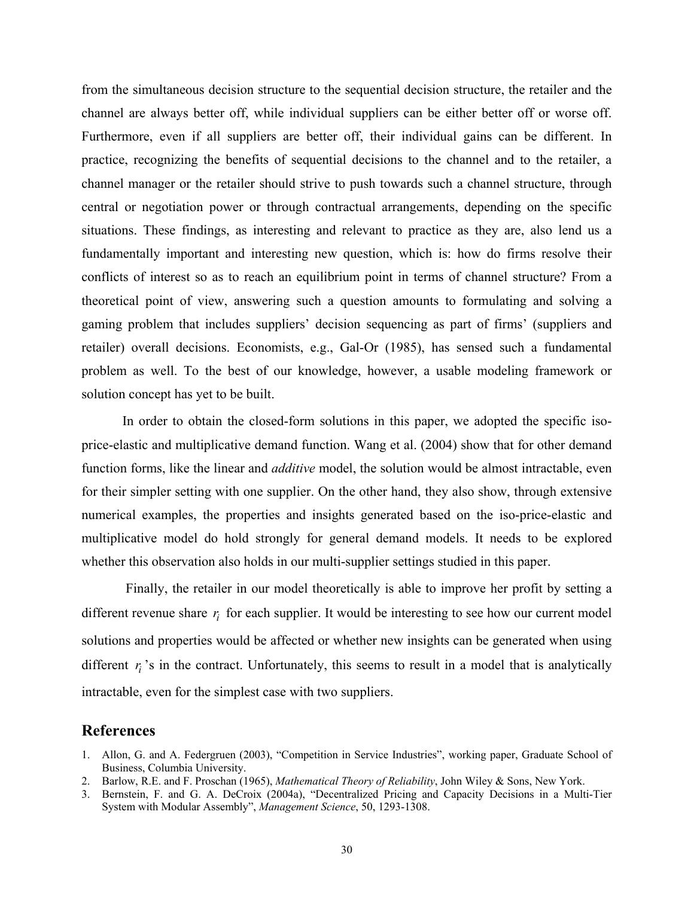from the simultaneous decision structure to the sequential decision structure, the retailer and the channel are always better off, while individual suppliers can be either better off or worse off. Furthermore, even if all suppliers are better off, their individual gains can be different. In practice, recognizing the benefits of sequential decisions to the channel and to the retailer, a channel manager or the retailer should strive to push towards such a channel structure, through central or negotiation power or through contractual arrangements, depending on the specific situations. These findings, as interesting and relevant to practice as they are, also lend us a fundamentally important and interesting new question, which is: how do firms resolve their conflicts of interest so as to reach an equilibrium point in terms of channel structure? From a theoretical point of view, answering such a question amounts to formulating and solving a gaming problem that includes suppliers' decision sequencing as part of firms' (suppliers and retailer) overall decisions. Economists, e.g., Gal-Or (1985), has sensed such a fundamental problem as well. To the best of our knowledge, however, a usable modeling framework or solution concept has yet to be built.

In order to obtain the closed-form solutions in this paper, we adopted the specific iso-price-elastic and multiplicative demand function. Wang et al. (2004) show that for other demand function forms, like the linear and *additive* model, the solution would be almost intractable, even for their simpler setting with one supplier. On the other hand, they also show, through extensive numerical examples, the properties and insights generated based on the iso-price-elastic and multiplicative model do hold strongly for general demand models. It needs to be explored whether this observation also holds in our multi-supplier settings studied in this paper.

Finally, the retailer in our model theoretically is able to improve her profit by setting a different revenue share $r_i$ for each supplier. It would be interesting to see how our current model solutions and properties would be affected or whether new insights can be generated when using different $r_i$'s in the contract. Unfortunately, this seems to result in a model that is analytically intractable, even for the simplest case with two suppliers.

## References

1. Allon, G. and A. Federgruen (2003), "Competition in Service Industries", working paper, Graduate School of Business, Columbia University.
2. Barlow, R.E. and F. Proschan (1965), *Mathematical Theory of Reliability*, John Wiley & Sons, New York.
3. Bernstein, F. and G. A. DeCroix (2004a), "Decentralized Pricing and Capacity Decisions in a Multi-Tier System with Modular Assembly", *Management Science*, 50, 1293-1308.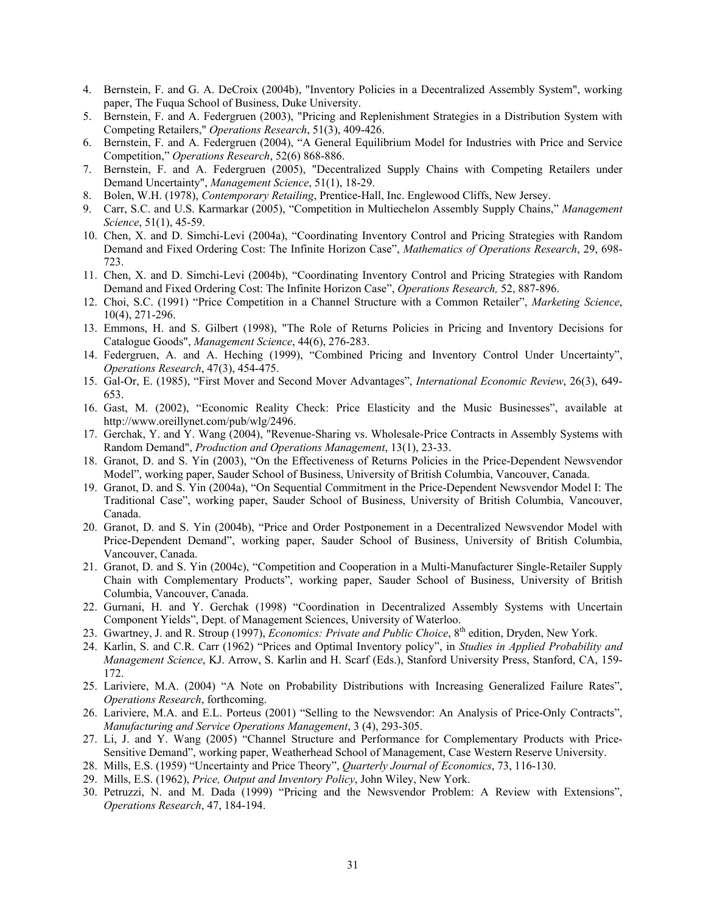4. Bernstein, F. and G. A. DeCroix (2004b), "Inventory Policies in a Decentralized Assembly System", working paper, The Fuqua School of Business, Duke University.
5. Bernstein, F. and A. Federgruen (2003), "Pricing and Replenishment Strategies in a Distribution System with Competing Retailers," *Operations Research*, 51(3), 409-426.
6. Bernstein, F. and A. Federgruen (2004), "A General Equilibrium Model for Industries with Price and Service Competition," *Operations Research*, 52(6) 868-886.
7. Bernstein, F. and A. Federgruen (2005), "Decentralized Supply Chains with Competing Retailers under Demand Uncertainty", *Management Science*, 51(1), 18-29.
8. Bolen, W.H. (1978), *Contemporary Retailing*, Prentice-Hall, Inc. Englewood Cliffs, New Jersey.
9. Carr, S.C. and U.S. Karmarkar (2005), "Competition in Multiechelon Assembly Supply Chains," *Management Science*, 51(1), 45-59.
10. Chen, X. and D. Simchi-Levi (2004a), "Coordinating Inventory Control and Pricing Strategies with Random Demand and Fixed Ordering Cost: The Infinite Horizon Case", *Mathematics of Operations Research*, 29, 698-723.
11. Chen, X. and D. Simchi-Levi (2004b), "Coordinating Inventory Control and Pricing Strategies with Random Demand and Fixed Ordering Cost: The Infinite Horizon Case", *Operations Research,* 52, 887-896.
12. Choi, S.C. (1991) "Price Competition in a Channel Structure with a Common Retailer", *Marketing Science*, 10(4), 271-296.
13. Emmons, H. and S. Gilbert (1998), "The Role of Returns Policies in Pricing and Inventory Decisions for Catalogue Goods", *Management Science*, 44(6), 276-283.
14. Federgruen, A. and A. Heching (1999), "Combined Pricing and Inventory Control Under Uncertainty", *Operations Research*, 47(3), 454-475.
15. Gal-Or, E. (1985), "First Mover and Second Mover Advantages", *International Economic Review*, 26(3), 649-653.
16. Gast, M. (2002), "Economic Reality Check: Price Elasticity and the Music Businesses", available at http://www.oreillynet.com/pub/wlg/2496.
17. Gerchak, Y. and Y. Wang (2004), "Revenue-Sharing vs. Wholesale-Price Contracts in Assembly Systems with Random Demand", *Production and Operations Management*, 13(1), 23-33.
18. Granot, D. and S. Yin (2003), "On the Effectiveness of Returns Policies in the Price-Dependent Newsvendor Model", working paper, Sauder School of Business, University of British Columbia, Vancouver, Canada.
19. Granot, D. and S. Yin (2004a), "On Sequential Commitment in the Price-Dependent Newsvendor Model I: The Traditional Case", working paper, Sauder School of Business, University of British Columbia, Vancouver, Canada.
20. Granot, D. and S. Yin (2004b), "Price and Order Postponement in a Decentralized Newsvendor Model with Price-Dependent Demand", working paper, Sauder School of Business, University of British Columbia, Vancouver, Canada.
21. Granot, D. and S. Yin (2004c), "Competition and Cooperation in a Multi-Manufacturer Single-Retailer Supply Chain with Complementary Products", working paper, Sauder School of Business, University of British Columbia, Vancouver, Canada.
22. Gurnani, H. and Y. Gerchak (1998) "Coordination in Decentralized Assembly Systems with Uncertain Component Yields", Dept. of Management Sciences, University of Waterloo.
23. Gwartney, J. and R. Stroup (1997), *Economics: Private and Public Choice*, 8th edition, Dryden, New York.
24. Karlin, S. and C.R. Carr (1962) "Prices and Optimal Inventory policy", in *Studies in Applied Probability and Management Science*, KJ. Arrow, S. Karlin and H. Scarf (Eds.), Stanford University Press, Stanford, CA, 159-172.
25. Lariviere, M.A. (2004) "A Note on Probability Distributions with Increasing Generalized Failure Rates", *Operations Research*, forthcoming.
26. Lariviere, M.A. and E.L. Porteus (2001) "Selling to the Newsvendor: An Analysis of Price-Only Contracts", *Manufacturing and Service Operations Management*, 3 (4), 293-305.
27. Li, J. and Y. Wang (2005) "Channel Structure and Performance for Complementary Products with Price-Sensitive Demand", working paper, Weatherhead School of Management, Case Western Reserve University.
28. Mills, E.S. (1959) "Uncertainty and Price Theory", *Quarterly Journal of Economics*, 73, 116-130.
29. Mills, E.S. (1962), *Price, Output and Inventory Policy*, John Wiley, New York.
30. Petruzzi, N. and M. Dada (1999) "Pricing and the Newsvendor Problem: A Review with Extensions", *Operations Research*, 47, 184-194.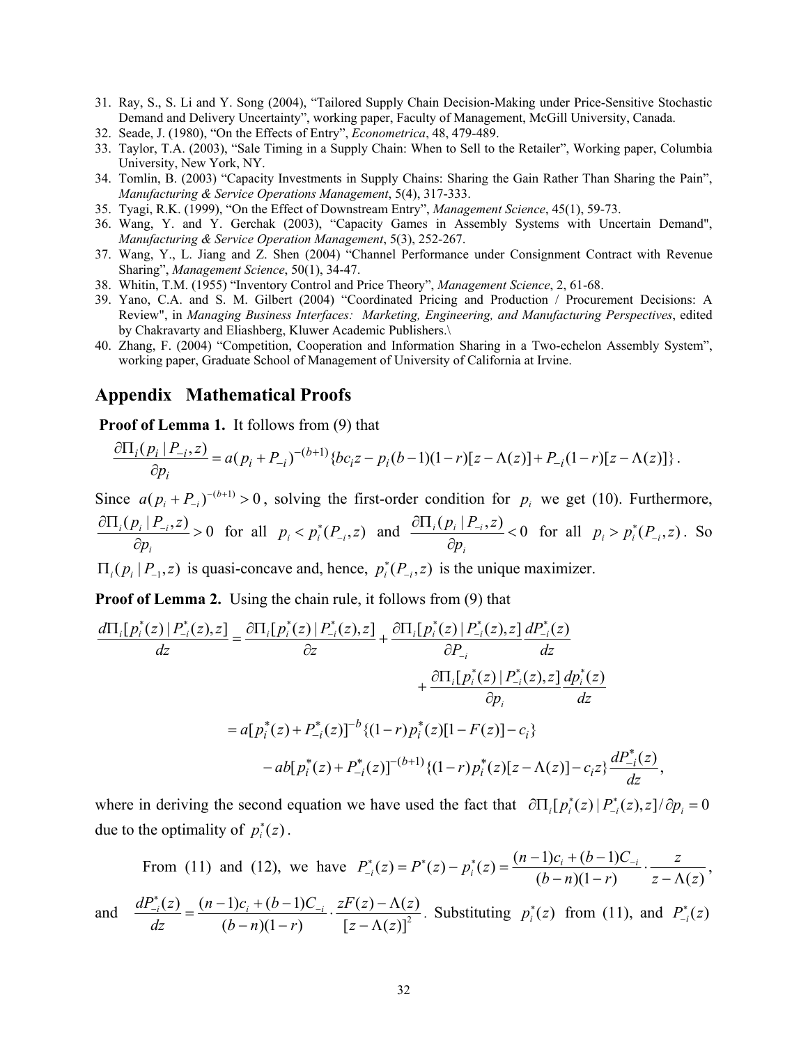31. Ray, S., S. Li and Y. Song (2004), "Tailored Supply Chain Decision-Making under Price-Sensitive Stochastic Demand and Delivery Uncertainty", working paper, Faculty of Management, McGill University, Canada.
32. Seade, J. (1980), "On the Effects of Entry", *Econometrica*, 48, 479-489.
33. Taylor, T.A. (2003), "Sale Timing in a Supply Chain: When to Sell to the Retailer", Working paper, Columbia University, New York, NY.
34. Tomlin, B. (2003) "Capacity Investments in Supply Chains: Sharing the Gain Rather Than Sharing the Pain", *Manufacturing & Service Operations Management*, 5(4), 317-333.
35. Tyagi, R.K. (1999), "On the Effect of Downstream Entry", *Management Science*, 45(1), 59-73.
36. Wang, Y. and Y. Gerchak (2003), "Capacity Games in Assembly Systems with Uncertain Demand", *Manufacturing & Service Operation Management*, 5(3), 252-267.
37. Wang, Y., L. Jiang and Z. Shen (2004) "Channel Performance under Consignment Contract with Revenue Sharing", *Management Science*, 50(1), 34-47.
38. Whitin, T.M. (1955) "Inventory Control and Price Theory", *Management Science*, 2, 61-68.
39. Yano, C.A. and S. M. Gilbert (2004) "Coordinated Pricing and Production / Procurement Decisions: A Review", in *Managing Business Interfaces: Marketing, Engineering, and Manufacturing Perspectives*, edited by Chakravarty and Eliashberg, Kluwer Academic Publishers.\
40. Zhang, F. (2004) "Competition, Cooperation and Information Sharing in a Two-echelon Assembly System", working paper, Graduate School of Management of University of California at Irvine.

## Appendix Mathematical Proofs

**Proof of Lemma 1.** It follows from (9) that

$$\frac{\partial \Pi_i(p_i \mid P_{-i}, z)}{\partial p_i} = a(p_i + P_{-i})^{-(b+1)}\{bc_i z - p_i(b-1)(1-r)[z - \Lambda(z)] + P_{-i}(1-r)[z - \Lambda(z)]\}.$$

Since $a(p_i + P_{-i})^{-(b+1)} > 0$, solving the first-order condition for $p_i$ we get (10). Furthermore, $\frac{\partial \Pi_i(p_i \mid P_{-i}, z)}{\partial p_i} > 0$ for all $p_i < p_i^*(P_{-i}, z)$ and $\frac{\partial \Pi_i(p_i \mid P_{-i}, z)}{\partial p_i} < 0$ for all $p_i > p_i^*(P_{-i}, z)$. So $\Pi_i(p_i \mid P_{-1}, z)$ is quasi-concave and, hence, $p_i^*(P_{-i}, z)$ is the unique maximizer.

**Proof of Lemma 2.** Using the chain rule, it follows from (9) that

$$\begin{aligned}
\frac{d\Pi_i[p_i^*(z) \mid P_{-i}^*(z), z]}{dz} &= \frac{\partial \Pi_i[p_i^*(z) \mid P_{-i}^*(z), z]}{\partial z} + \frac{\partial \Pi_i[p_i^*(z) \mid P_{-i}^*(z), z]}{\partial P_{-i}} \frac{dP_{-i}^*(z)}{dz} \\
&\quad + \frac{\partial \Pi_i[p_i^*(z) \mid P_{-i}^*(z), z]}{\partial p_i} \frac{dp_i^*(z)}{dz} \\
&= a[p_i^*(z) + P_{-i}^*(z)]^{-b}\{(1-r)p_i^*(z)[1 - F(z)] - c_i\} \\
&\quad - ab[p_i^*(z) + P_{-i}^*(z)]^{-(b+1)}\{(1-r)p_i^*(z)[z - \Lambda(z)] - c_i z\} \frac{dP_{-i}^*(z)}{dz},
\end{aligned}$$

where in deriving the second equation we have used the fact that $\partial \Pi_i[p_i^*(z) \mid P_{-i}^*(z), z] / \partial p_i = 0$ due to the optimality of $p_i^*(z)$.

From (11) and (12), we have $P_{-i}^*(z) = P^*(z) - p_i^*(z) = \frac{(n-1)c_i + (b-1)C_{-i}}{(b-n)(1-r)} \cdot \frac{z}{z - \Lambda(z)}$,

and $\frac{dP_{-i}^*(z)}{dz} = \frac{(n-1)c_i + (b-1)C_{-i}}{(b-n)(1-r)} \cdot \frac{zF(z) - \Lambda(z)}{[z - \Lambda(z)]^2}$. Substituting $p_i^*(z)$ from (11), and $P_{-i}^*(z)$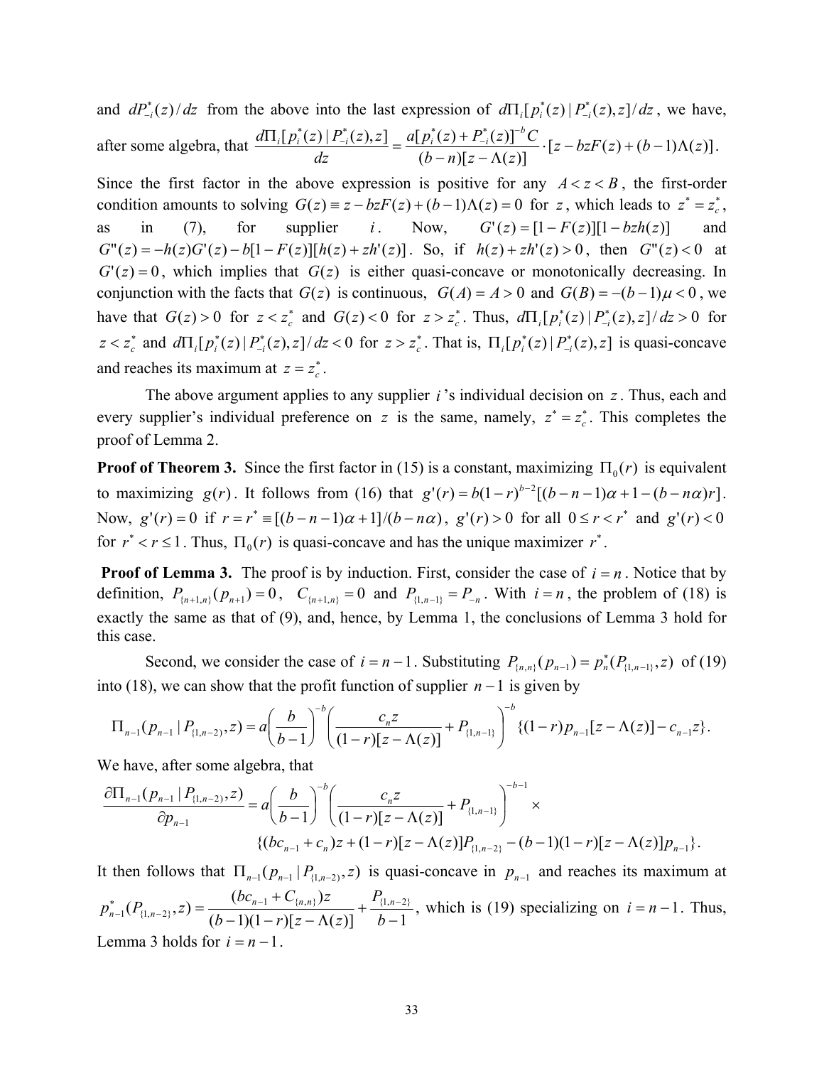and $dP_{-i}^*(z)/dz$ from the above into the last expression of $d\Pi_i[p_i^*(z)\,|\,P_{-i}^*(z),z]/dz$, we have, after some algebra, that $\dfrac{d\Pi_i[p_i^*(z)\,|\,P_{-i}^*(z),z]}{dz} = \dfrac{a[p_i^*(z)+P_{-i}^*(z)]^{-b}C}{(b-n)[z-\Lambda(z)]}\cdot[z-bzF(z)+(b-1)\Lambda(z)]$.

Since the first factor in the above expression is positive for any $A<z<B$, the first-order condition amounts to solving $G(z)\equiv z-bzF(z)+(b-1)\Lambda(z)=0$ for $z$, which leads to $z^*=z_c^*$, as in (7), for supplier $i$. Now, $G'(z)=[1-F(z)][1-bzh(z)]$ and $G''(z)=-h(z)G'(z)-b[1-F(z)][h(z)+zh'(z)]$. So, if $h(z)+zh'(z)>0$, then $G''(z)<0$ at $G'(z)=0$, which implies that $G(z)$ is either quasi-concave or monotonically decreasing. In conjunction with the facts that $G(z)$ is continuous, $G(A)=A>0$ and $G(B)=-(b-1)\mu<0$, we have that $G(z)>0$ for $z<z_c^*$ and $G(z)<0$ for $z>z_c^*$. Thus, $d\Pi_i[p_i^*(z)\,|\,P_{-i}^*(z),z]/dz>0$ for $z<z_c^*$ and $d\Pi_i[p_i^*(z)\,|\,P_{-i}^*(z),z]/dz<0$ for $z>z_c^*$. That is, $\Pi_i[p_i^*(z)\,|\,P_{-i}^*(z),z]$ is quasi-concave and reaches its maximum at $z=z_c^*$.

The above argument applies to any supplier $i$'s individual decision on $z$. Thus, each and every supplier's individual preference on $z$ is the same, namely, $z^*=z_c^*$. This completes the proof of Lemma 2.

**Proof of Theorem 3.** Since the first factor in (15) is a constant, maximizing $\Pi_0(r)$ is equivalent to maximizing $g(r)$. It follows from (16) that $g'(r)=b(1-r)^{b-2}[(b-n-1)\alpha+1-(b-n\alpha)r]$. Now, $g'(r)=0$ if $r=r^*\equiv[(b-n-1)\alpha+1]/(b-n\alpha)$, $g'(r)>0$ for all $0\le r<r^*$ and $g'(r)<0$ for $r^*<r\le 1$. Thus, $\Pi_0(r)$ is quasi-concave and has the unique maximizer $r^*$.

**Proof of Lemma 3.** The proof is by induction. First, consider the case of $i=n$. Notice that by definition, $P_{\{n+1,n\}}(p_{n+1})=0$, $C_{\{n+1,n\}}=0$ and $P_{\{1,n-1\}}=P_{-n}$. With $i=n$, the problem of (18) is exactly the same as that of (9), and, hence, by Lemma 1, the conclusions of Lemma 3 hold for this case.

Second, we consider the case of $i=n-1$. Substituting $P_{\{n,n\}}(p_{n-1})=p_n^*(P_{\{1,n-1\}},z)$ of (19) into (18), we can show that the profit function of supplier $n-1$ is given by

$$\Pi_{n-1}(p_{n-1}\,|\,P_{\{1,n-2\}},z)=a\left(\frac{b}{b-1}\right)^{-b}\left(\frac{c_n z}{(1-r)[z-\Lambda(z)]}+P_{\{1,n-1\}}\right)^{-b}\{(1-r)p_{n-1}[z-\Lambda(z)]-c_{n-1}z\}.$$

We have, after some algebra, that

$$\frac{\partial\Pi_{n-1}(p_{n-1}\,|\,P_{\{1,n-2\}},z)}{\partial p_{n-1}}=a\left(\frac{b}{b-1}\right)^{-b}\left(\frac{c_n z}{(1-r)[z-\Lambda(z)]}+P_{\{1,n-1\}}\right)^{-b-1}\times$$
$$\{(bc_{n-1}+c_n)z+(1-r)[z-\Lambda(z)]P_{\{1,n-2\}}-(b-1)(1-r)[z-\Lambda(z)]p_{n-1}\}.$$

It then follows that $\Pi_{n-1}(p_{n-1}\,|\,P_{\{1,n-2\}},z)$ is quasi-concave in $p_{n-1}$ and reaches its maximum at $p_{n-1}^*(P_{\{1,n-2\}},z)=\dfrac{(bc_{n-1}+C_{\{n,n\}})z}{(b-1)(1-r)[z-\Lambda(z)]}+\dfrac{P_{\{1,n-2\}}}{b-1}$, which is (19) specializing on $i=n-1$. Thus, Lemma 3 holds for $i=n-1$.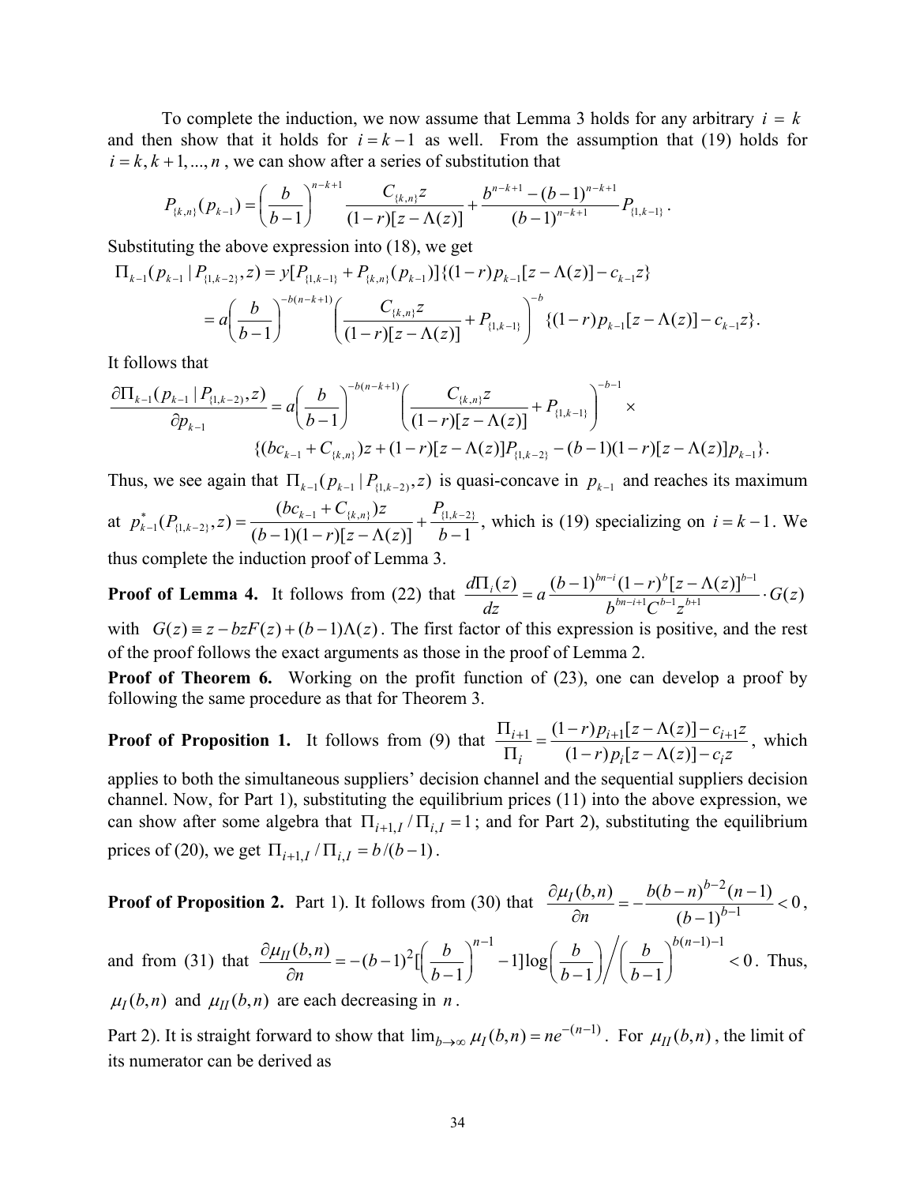To complete the induction, we now assume that Lemma 3 holds for any arbitrary $i = k$ and then show that it holds for $i = k-1$ as well. From the assumption that (19) holds for $i = k, k+1, ..., n$, we can show after a series of substitution that

$$P_{\{k,n\}}(p_{k-1}) = \left(\frac{b}{b-1}\right)^{n-k+1} \frac{C_{\{k,n\}}z}{(1-r)[z-\Lambda(z)]} + \frac{b^{n-k+1}-(b-1)^{n-k+1}}{(b-1)^{n-k+1}} P_{\{1,k-1\}}.$$

Substituting the above expression into (18), we get

$$\Pi_{k-1}(p_{k-1} \mid P_{\{1,k-2\}}, z) = y[P_{\{1,k-1\}} + P_{\{k,n\}}(p_{k-1})]\{(1-r)p_{k-1}[z-\Lambda(z)] - c_{k-1}z\}$$

$$= a\left(\frac{b}{b-1}\right)^{-b(n-k+1)} \left(\frac{C_{\{k,n\}}z}{(1-r)[z-\Lambda(z)]} + P_{\{1,k-1\}}\right)^{-b} \{(1-r)p_{k-1}[z-\Lambda(z)] - c_{k-1}z\}.$$

It follows that

$$\frac{\partial \Pi_{k-1}(p_{k-1} \mid P_{\{1,k-2\}}, z)}{\partial p_{k-1}} = a\left(\frac{b}{b-1}\right)^{-b(n-k+1)} \left(\frac{C_{\{k,n\}}z}{(1-r)[z-\Lambda(z)]} + P_{\{1,k-1\}}\right)^{-b-1} \times$$

$$\{(bc_{k-1} + C_{\{k,n\}})z + (1-r)[z-\Lambda(z)]P_{\{1,k-2\}} - (b-1)(1-r)[z-\Lambda(z)]p_{k-1}\}.$$

Thus, we see again that $\Pi_{k-1}(p_{k-1} \mid P_{\{1,k-2\}}, z)$ is quasi-concave in $p_{k-1}$ and reaches its maximum at $p^*_{k-1}(P_{\{1,k-2\}}, z) = \dfrac{(bc_{k-1} + C_{\{k,n\}})z}{(b-1)(1-r)[z-\Lambda(z)]} + \dfrac{P_{\{1,k-2\}}}{b-1}$, which is (19) specializing on $i = k-1$. We thus complete the induction proof of Lemma 3.

**Proof of Lemma 4.** It follows from (22) that $\dfrac{d\Pi_i(z)}{dz} = a\dfrac{(b-1)^{bn-i}(1-r)^b[z-\Lambda(z)]^{b-1}}{b^{bn-i+1}C^{b-1}z^{b+1}} \cdot G(z)$ with $G(z) \equiv z - bzF(z) + (b-1)\Lambda(z)$. The first factor of this expression is positive, and the rest of the proof follows the exact arguments as those in the proof of Lemma 2.

**Proof of Theorem 6.** Working on the profit function of (23), one can develop a proof by following the same procedure as that for Theorem 3.

**Proof of Proposition 1.** It follows from (9) that $\dfrac{\Pi_{i+1}}{\Pi_i} = \dfrac{(1-r)p_{i+1}[z-\Lambda(z)] - c_{i+1}z}{(1-r)p_i[z-\Lambda(z)] - c_i z}$, which applies to both the simultaneous suppliers' decision channel and the sequential suppliers decision channel. Now, for Part 1), substituting the equilibrium prices (11) into the above expression, we can show after some algebra that $\Pi_{i+1,I}/\Pi_{i,I} = 1$; and for Part 2), substituting the equilibrium prices of (20), we get $\Pi_{i+1,I}/\Pi_{i,I} = b/(b-1)$.

**Proof of Proposition 2.** Part 1). It follows from (30) that $\dfrac{\partial \mu_I(b,n)}{\partial n} = -\dfrac{b(b-n)^{b-2}(n-1)}{(b-1)^{b-1}} < 0$, and from (31) that $\dfrac{\partial \mu_{II}(b,n)}{\partial n} = -(b-1)^2\left[\left(\dfrac{b}{b-1}\right)^{n-1} - 1\right]\log\left(\dfrac{b}{b-1}\right)\Big/\left(\dfrac{b}{b-1}\right)^{b(n-1)-1} < 0$. Thus, $\mu_I(b,n)$ and $\mu_{II}(b,n)$ are each decreasing in $n$.

Part 2). It is straight forward to show that $\lim_{b\to\infty} \mu_I(b,n) = ne^{-(n-1)}$. For $\mu_{II}(b,n)$, the limit of its numerator can be derived as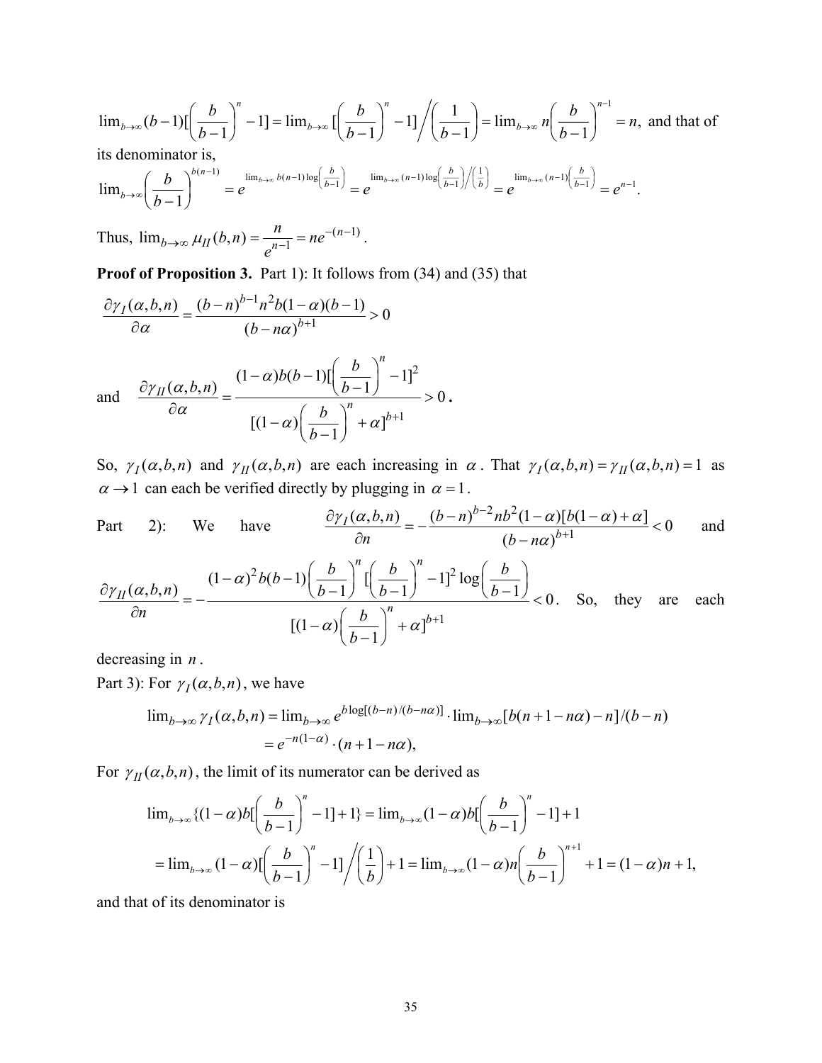$\lim_{b\to\infty}(b-1)[\left(\frac{b}{b-1}\right)^n - 1] = \lim_{b\to\infty}[\left(\frac{b}{b-1}\right)^n - 1]\Big/\left(\frac{1}{b-1}\right) = \lim_{b\to\infty} n\left(\frac{b}{b-1}\right)^{n-1} = n,$ and that of its denominator is,

$\lim_{b\to\infty}\left(\frac{b}{b-1}\right)^{b(n-1)} = e^{\lim_{b\to\infty} b(n-1)\log\left(\frac{b}{b-1}\right)} = e^{\lim_{b\to\infty}(n-1)\log\left(\frac{b}{b-1}\right)\Big/\left(\frac{1}{b}\right)} = e^{\lim_{b\to\infty}(n-1)\left(\frac{b}{b-1}\right)} = e^{n-1}.$

Thus, $\lim_{b\to\infty}\mu_{II}(b,n) = \frac{n}{e^{n-1}} = ne^{-(n-1)}$.

**Proof of Proposition 3.** Part 1): It follows from (34) and (35) that

$$\frac{\partial \gamma_I(\alpha,b,n)}{\partial \alpha} = \frac{(b-n)^{b-1}n^2 b(1-\alpha)(b-1)}{(b-n\alpha)^{b+1}} > 0$$

and $$\frac{\partial \gamma_{II}(\alpha,b,n)}{\partial \alpha} = \frac{(1-\alpha)b(b-1)[\left(\frac{b}{b-1}\right)^n - 1]^2}{[(1-\alpha)\left(\frac{b}{b-1}\right)^n + \alpha]^{b+1}} > 0.$$

So, $\gamma_I(\alpha,b,n)$ and $\gamma_{II}(\alpha,b,n)$ are each increasing in $\alpha$. That $\gamma_I(\alpha,b,n) = \gamma_{II}(\alpha,b,n) = 1$ as $\alpha \to 1$ can each be verified directly by plugging in $\alpha = 1$.

Part 2): We have $\frac{\partial \gamma_I(\alpha,b,n)}{\partial n} = -\frac{(b-n)^{b-2}nb^2(1-\alpha)[b(1-\alpha)+\alpha]}{(b-n\alpha)^{b+1}} < 0$ and

$\frac{\partial \gamma_{II}(\alpha,b,n)}{\partial n} = -\frac{(1-\alpha)^2 b(b-1)\left(\frac{b}{b-1}\right)^n [\left(\frac{b}{b-1}\right)^n - 1]^2 \log\left(\frac{b}{b-1}\right)}{[(1-\alpha)\left(\frac{b}{b-1}\right)^n + \alpha]^{b+1}} < 0$. So, they are each decreasing in $n$.

Part 3): For $\gamma_I(\alpha,b,n)$, we have

$$\begin{aligned}\lim_{b\to\infty}\gamma_I(\alpha,b,n) &= \lim_{b\to\infty} e^{b\log[(b-n)/(b-n\alpha)]} \cdot \lim_{b\to\infty}[b(n+1-n\alpha)-n]/(b-n) \\ &= e^{-n(1-\alpha)} \cdot (n+1-n\alpha),\end{aligned}$$

For $\gamma_{II}(\alpha,b,n)$, the limit of its numerator can be derived as

$$\begin{aligned}&\lim_{b\to\infty}\{(1-\alpha)b[\left(\frac{b}{b-1}\right)^n - 1] + 1\} = \lim_{b\to\infty}(1-\alpha)b[\left(\frac{b}{b-1}\right)^n - 1] + 1 \\ &= \lim_{b\to\infty}(1-\alpha)[\left(\frac{b}{b-1}\right)^n - 1]\Big/\left(\frac{1}{b}\right) + 1 = \lim_{b\to\infty}(1-\alpha)n\left(\frac{b}{b-1}\right)^{n+1} + 1 = (1-\alpha)n + 1,\end{aligned}$$

and that of its denominator is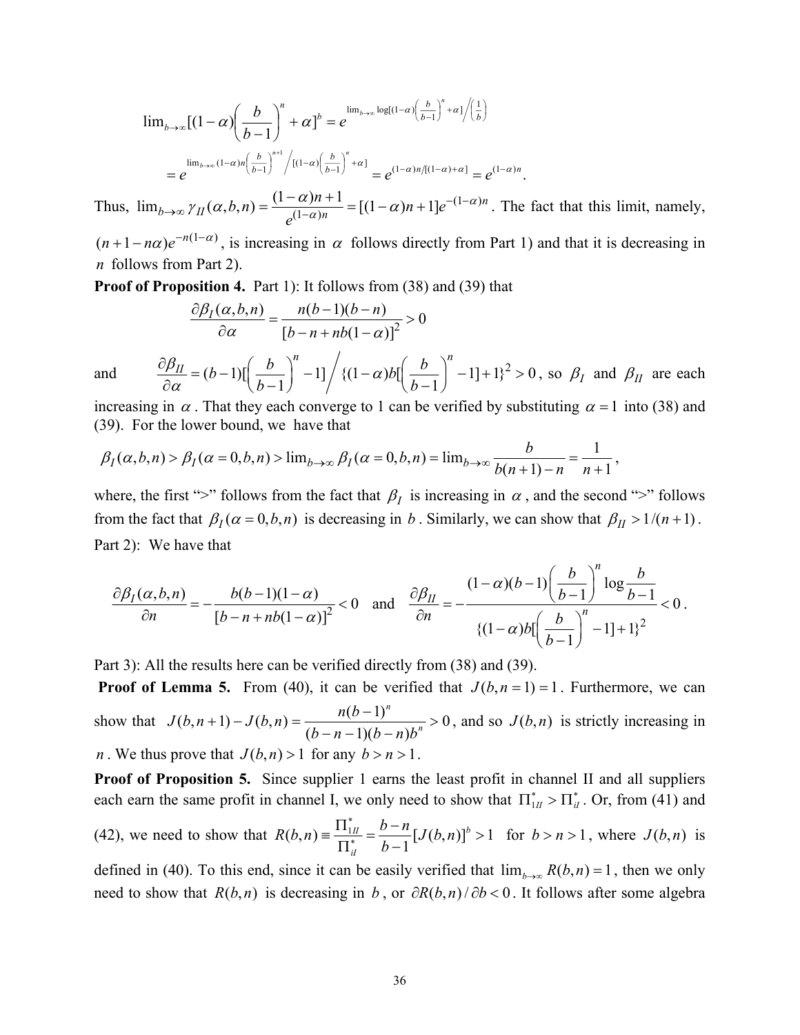$$\lim_{b\to\infty}[(1-\alpha)\left(\frac{b}{b-1}\right)^n+\alpha]^b = e^{\lim_{b\to\infty}\log[(1-\alpha)\left(\frac{b}{b-1}\right)^n+\alpha]\Big/\left(\frac{1}{b}\right)}$$

$$= e^{\lim_{b\to\infty}(1-\alpha)n\left(\frac{b}{b-1}\right)^{n+1}\Big/[(1-\alpha)\left(\frac{b}{b-1}\right)^n+\alpha]} = e^{(1-\alpha)n/[(1-\alpha)+\alpha]} = e^{(1-\alpha)n}.$$

Thus, $\lim_{b\to\infty}\gamma_{II}(\alpha,b,n) = \dfrac{(1-\alpha)n+1}{e^{(1-\alpha)n}} = [(1-\alpha)n+1]e^{-(1-\alpha)n}$. The fact that this limit, namely, $(n+1-n\alpha)e^{-n(1-\alpha)}$, is increasing in $\alpha$ follows directly from Part 1) and that it is decreasing in $n$ follows from Part 2).

**Proof of Proposition 4.** Part 1): It follows from (38) and (39) that

$$\frac{\partial\beta_I(\alpha,b,n)}{\partial\alpha} = \frac{n(b-1)(b-n)}{[b-n+nb(1-\alpha)]^2} > 0$$

and $\dfrac{\partial\beta_{II}}{\partial\alpha} = (b-1)[\left(\dfrac{b}{b-1}\right)^n - 1]\Big/\{(1-\alpha)b[\left(\dfrac{b}{b-1}\right)^n - 1]+1\}^2 > 0$, so $\beta_I$ and $\beta_{II}$ are each increasing in $\alpha$. That they each converge to 1 can be verified by substituting $\alpha = 1$ into (38) and (39). For the lower bound, we have that

$$\beta_I(\alpha,b,n) > \beta_I(\alpha=0,b,n) > \lim_{b\to\infty}\beta_I(\alpha=0,b,n) = \lim_{b\to\infty}\frac{b}{b(n+1)-n} = \frac{1}{n+1},$$

where, the first ">" follows from the fact that $\beta_I$ is increasing in $\alpha$, and the second ">" follows from the fact that $\beta_I(\alpha=0,b,n)$ is decreasing in $b$. Similarly, we can show that $\beta_{II} > 1/(n+1)$.

Part 2): We have that

$$\frac{\partial\beta_I(\alpha,b,n)}{\partial n} = -\frac{b(b-1)(1-\alpha)}{[b-n+nb(1-\alpha)]^2} < 0 \quad\text{and}\quad \frac{\partial\beta_{II}}{\partial n} = -\frac{(1-\alpha)(b-1)\left(\frac{b}{b-1}\right)^n\log\frac{b}{b-1}}{\{(1-\alpha)b[\left(\frac{b}{b-1}\right)^n - 1]+1\}^2} < 0.$$

Part 3): All the results here can be verified directly from (38) and (39).

**Proof of Lemma 5.** From (40), it can be verified that $J(b,n=1)=1$. Furthermore, we can show that $J(b,n+1)-J(b,n) = \dfrac{n(b-1)^n}{(b-n-1)(b-n)b^n} > 0$, and so $J(b,n)$ is strictly increasing in $n$. We thus prove that $J(b,n) > 1$ for any $b > n > 1$.

**Proof of Proposition 5.** Since supplier 1 earns the least profit in channel II and all suppliers each earn the same profit in channel I, we only need to show that $\Pi_{1II}^* > \Pi_{iI}^*$. Or, from (41) and (42), we need to show that $R(b,n) \equiv \dfrac{\Pi_{1II}^*}{\Pi_{iI}^*} = \dfrac{b-n}{b-1}[J(b,n)]^b > 1$ for $b > n > 1$, where $J(b,n)$ is defined in (40). To this end, since it can be easily verified that $\lim_{b\to\infty}R(b,n)=1$, then we only need to show that $R(b,n)$ is decreasing in $b$, or $\partial R(b,n)/\partial b < 0$. It follows after some algebra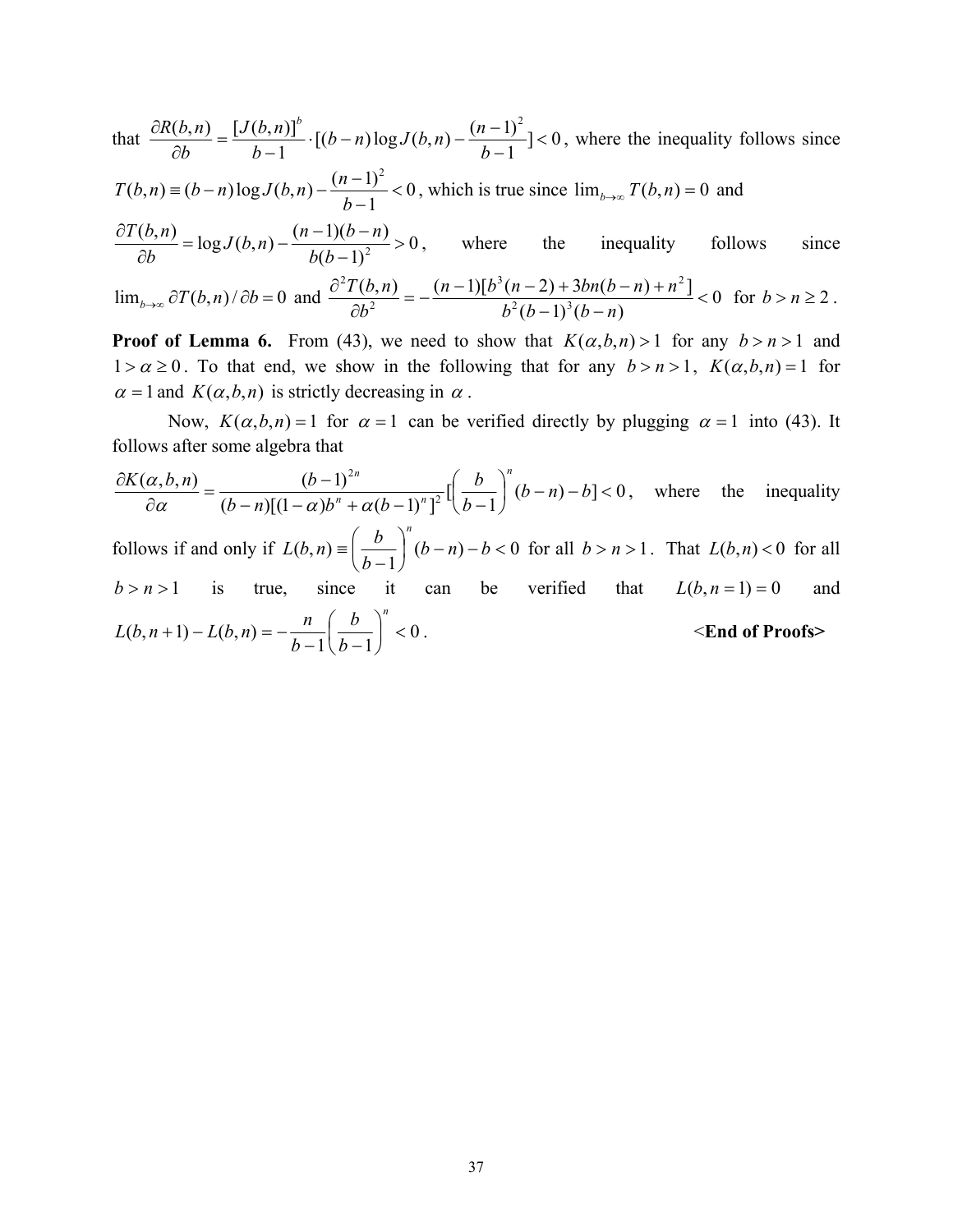that $\dfrac{\partial R(b,n)}{\partial b} = \dfrac{[J(b,n)]^b}{b-1} \cdot [(b-n)\log J(b,n) - \dfrac{(n-1)^2}{b-1}] < 0$, where the inequality follows since $T(b,n) \equiv (b-n)\log J(b,n) - \dfrac{(n-1)^2}{b-1} < 0$, which is true since $\lim_{b\to\infty} T(b,n) = 0$ and $\dfrac{\partial T(b,n)}{\partial b} = \log J(b,n) - \dfrac{(n-1)(b-n)}{b(b-1)^2} > 0$, where the inequality follows since $\lim_{b\to\infty} \partial T(b,n)/\partial b = 0$ and $\dfrac{\partial^2 T(b,n)}{\partial b^2} = -\dfrac{(n-1)[b^3(n-2) + 3bn(b-n) + n^2]}{b^2(b-1)^3(b-n)} < 0$ for $b > n \geq 2$.

**Proof of Lemma 6.** From (43), we need to show that $K(\alpha,b,n) > 1$ for any $b > n > 1$ and $1 > \alpha \geq 0$. To that end, we show in the following that for any $b > n > 1$, $K(\alpha,b,n) = 1$ for $\alpha = 1$ and $K(\alpha,b,n)$ is strictly decreasing in $\alpha$.

Now, $K(\alpha,b,n) = 1$ for $\alpha = 1$ can be verified directly by plugging $\alpha = 1$ into (43). It follows after some algebra that

$\dfrac{\partial K(\alpha,b,n)}{\partial \alpha} = \dfrac{(b-1)^{2n}}{(b-n)[(1-\alpha)b^n + \alpha(b-1)^n]^2}[\left(\dfrac{b}{b-1}\right)^n (b-n) - b] < 0$, where the inequality follows if and only if $L(b,n) \equiv \left(\dfrac{b}{b-1}\right)^n (b-n) - b < 0$ for all $b > n > 1$. That $L(b,n) < 0$ for all $b > n > 1$ is true, since it can be verified that $L(b,n=1) = 0$ and $L(b,n+1) - L(b,n) = -\dfrac{n}{b-1}\left(\dfrac{b}{b-1}\right)^n < 0$. <**End of Proofs**>